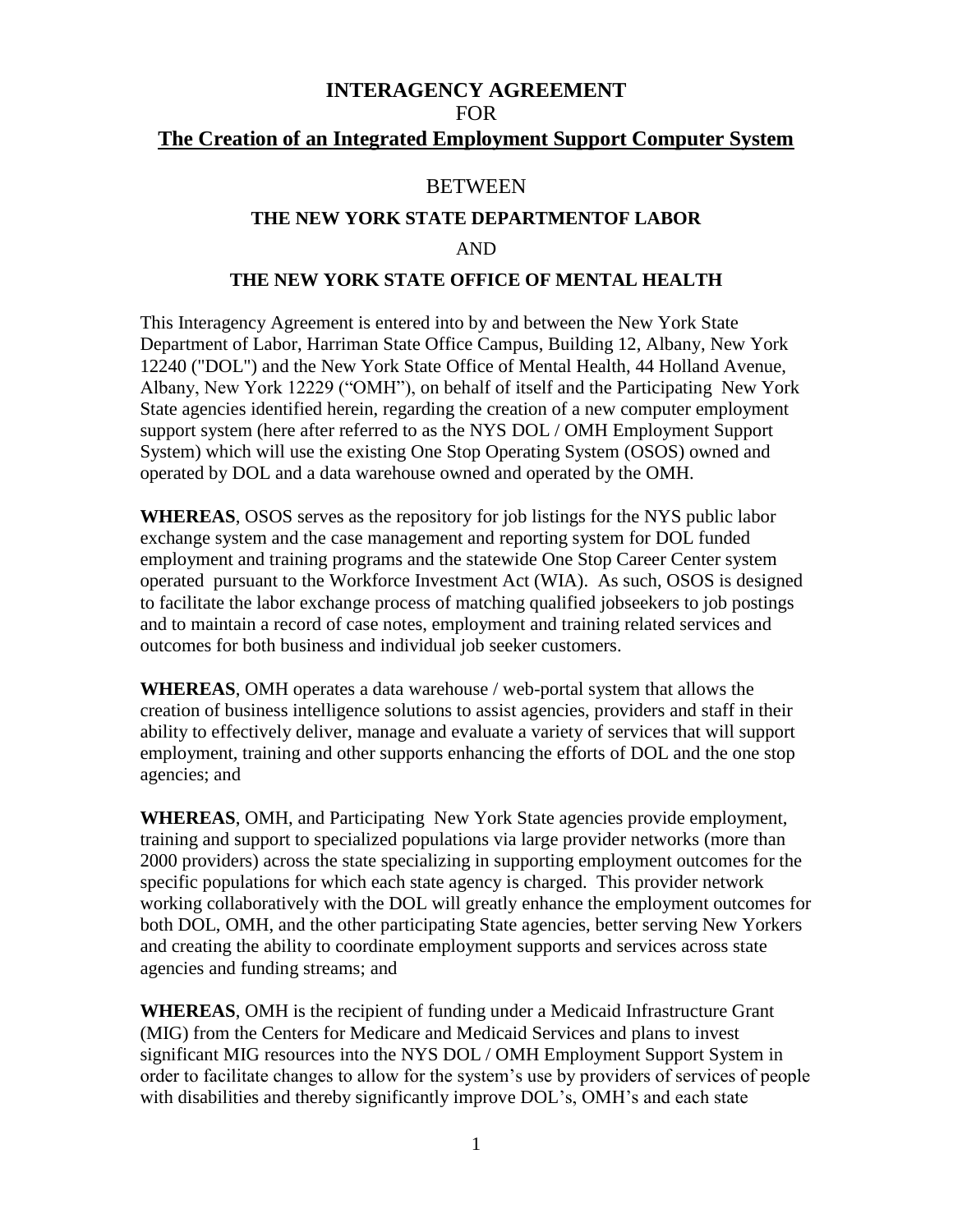# INTERAGENCY AGREEMENT

FOR

## The Creation of an Integrated Employment Support Computer System

BETWEEN

**THE NEW YORK STATE DEPARTMENTOF LABOR**

AND

**THE NEW YORK STATE OFFICE OF MENTAL HEALTH**

This Interagency Agreement is entered into by and between the New York State Department of Labor, Harriman State Office Campus, Building 12, Albany, New York 12240 ("DOL") and the New York State Office of Mental Health, 44 Holland Avenue, Albany, New York 12229 ("OMH"), on behalf of itself and the Participating New York State agencies identified herein, regarding the creation of a new computer employment support system (here after referred to as the NYS DOL / OMH Employment Support System) which will use the existing One Stop Operating System (OSOS) owned and operated by DOL and a data warehouse owned and operated by the OMH.

**WHEREAS**, OSOS serves as the repository for job listings for the NYS public labor exchange system and the case management and reporting system for DOL funded employment and training programs and the statewide One Stop Career Center system operated pursuant to the Workforce Investment Act (WIA). As such, OSOS is designed to facilitate the labor exchange process of matching qualified jobseekers to job postings and to maintain a record of case notes, employment and training related services and outcomes for both business and individual job seeker customers.

**WHEREAS**, OMH operates a data warehouse / web-portal system that allows the creation of business intelligence solutions to assist agencies, providers and staff in their ability to effectively deliver, manage and evaluate a variety of services that will support employment, training and other supports enhancing the efforts of DOL and the one stop agencies; and

**WHEREAS**, OMH, and Participating New York State agencies provide employment, training and support to specialized populations via large provider networks (more than 2000 providers) across the state specializing in supporting employment outcomes for the specific populations for which each state agency is charged. This provider network working collaboratively with the DOL will greatly enhance the employment outcomes for both DOL, OMH, and the other participating State agencies, better serving New Yorkers and creating the ability to coordinate employment supports and services across state agencies and funding streams; and

**WHEREAS**, OMH is the recipient of funding under a Medicaid Infrastructure Grant (MIG) from the Centers for Medicare and Medicaid Services and plans to invest significant MIG resources into the NYS DOL / OMH Employment Support System in order to facilitate changes to allow for the system's use by providers of services of people with disabilities and thereby significantly improve DOL's, OMH's and each state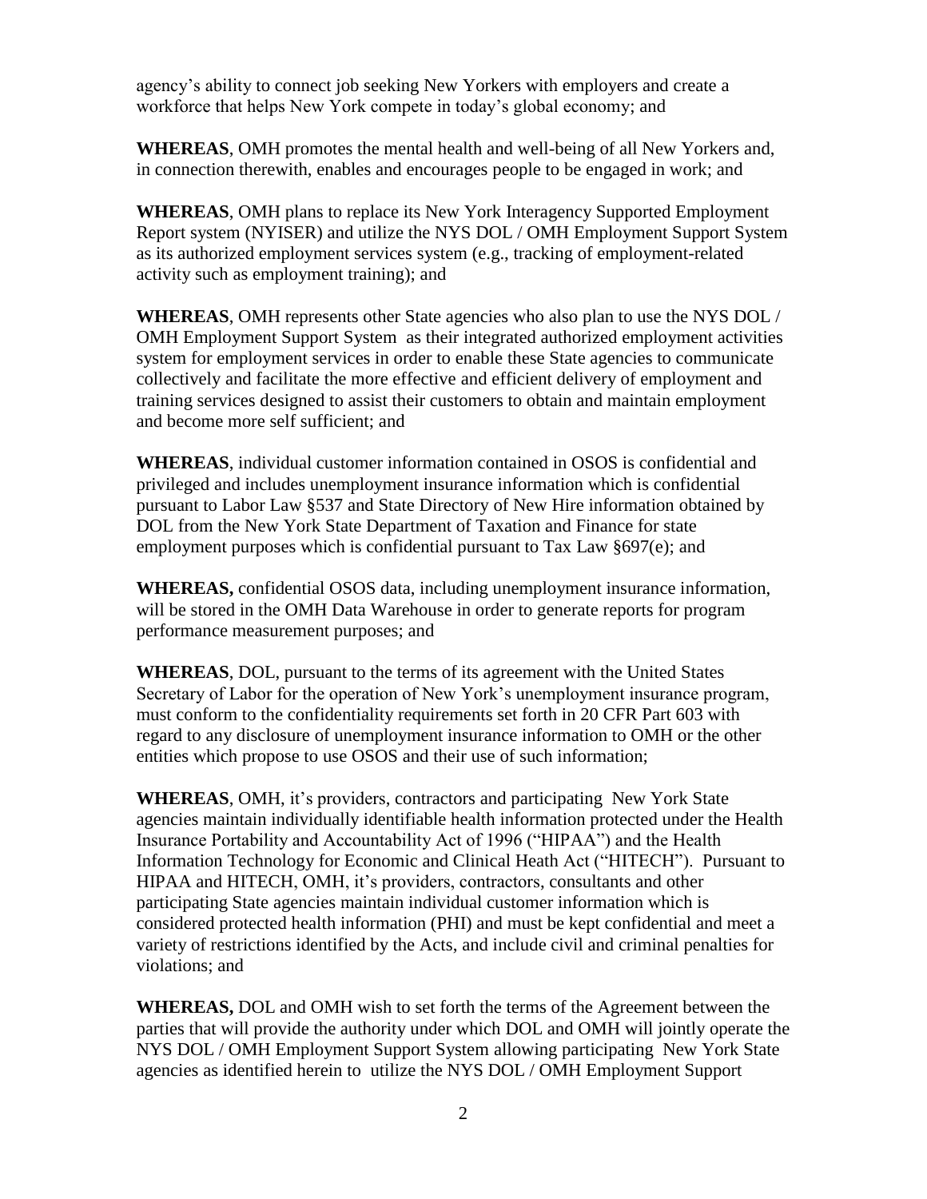agency's ability to connect job seeking New Yorkers with employers and create a workforce that helps New York compete in today's global economy; and

**WHEREAS**, OMH promotes the mental health and well-being of all New Yorkers and, in connection therewith, enables and encourages people to be engaged in work; and

**WHEREAS**, OMH plans to replace its New York Interagency Supported Employment Report system (NYISER) and utilize the NYS DOL / OMH Employment Support System as its authorized employment services system (e.g., tracking of employment-related activity such as employment training); and

**WHEREAS**, OMH represents other State agencies who also plan to use the NYS DOL / OMH Employment Support System as their integrated authorized employment activities system for employment services in order to enable these State agencies to communicate collectively and facilitate the more effective and efficient delivery of employment and training services designed to assist their customers to obtain and maintain employment and become more self sufficient; and

**WHEREAS**, individual customer information contained in OSOS is confidential and privileged and includes unemployment insurance information which is confidential pursuant to Labor Law §537 and State Directory of New Hire information obtained by DOL from the New York State Department of Taxation and Finance for state employment purposes which is confidential pursuant to Tax Law §697(e); and

**WHEREAS,** confidential OSOS data, including unemployment insurance information, will be stored in the OMH Data Warehouse in order to generate reports for program performance measurement purposes; and

**WHEREAS**, DOL, pursuant to the terms of its agreement with the United States Secretary of Labor for the operation of New York's unemployment insurance program, must conform to the confidentiality requirements set forth in 20 CFR Part 603 with regard to any disclosure of unemployment insurance information to OMH or the other entities which propose to use OSOS and their use of such information;

**WHEREAS**, OMH, it's providers, contractors and participating New York State agencies maintain individually identifiable health information protected under the Health Insurance Portability and Accountability Act of 1996 ("HIPAA") and the Health Information Technology for Economic and Clinical Heath Act ("HITECH"). Pursuant to HIPAA and HITECH, OMH, it's providers, contractors, consultants and other participating State agencies maintain individual customer information which is considered protected health information (PHI) and must be kept confidential and meet a variety of restrictions identified by the Acts, and include civil and criminal penalties for violations; and

**WHEREAS,** DOL and OMH wish to set forth the terms of the Agreement between the parties that will provide the authority under which DOL and OMH will jointly operate the NYS DOL / OMH Employment Support System allowing participating New York State agencies as identified herein to utilize the NYS DOL / OMH Employment Support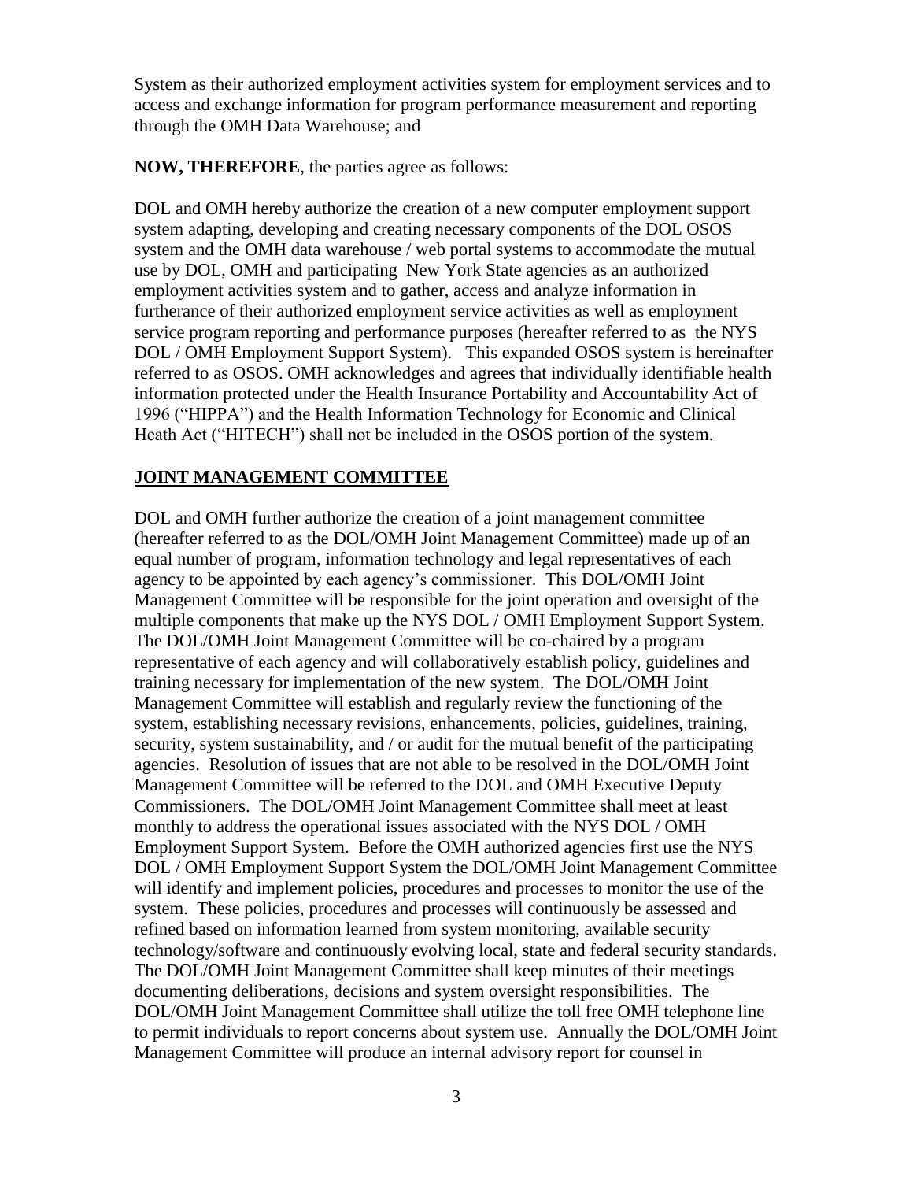System as their authorized employment activities system for employment services and to access and exchange information for program performance measurement and reporting through the OMH Data Warehouse; and

**NOW, THEREFORE**, the parties agree as follows:

DOL and OMH hereby authorize the creation of a new computer employment support system adapting, developing and creating necessary components of the DOL OSOS system and the OMH data warehouse / web portal systems to accommodate the mutual use by DOL, OMH and participating New York State agencies as an authorized employment activities system and to gather, access and analyze information in furtherance of their authorized employment service activities as well as employment service program reporting and performance purposes (hereafter referred to as the NYS DOL / OMH Employment Support System). This expanded OSOS system is hereinafter referred to as OSOS. OMH acknowledges and agrees that individually identifiable health information protected under the Health Insurance Portability and Accountability Act of 1996 ("HIPPA") and the Health Information Technology for Economic and Clinical Heath Act ("HITECH") shall not be included in the OSOS portion of the system.

## JOINT MANAGEMENT COMMITTEE

DOL and OMH further authorize the creation of a joint management committee (hereafter referred to as the DOL/OMH Joint Management Committee) made up of an equal number of program, information technology and legal representatives of each agency to be appointed by each agency's commissioner. This DOL/OMH Joint Management Committee will be responsible for the joint operation and oversight of the multiple components that make up the NYS DOL / OMH Employment Support System. The DOL/OMH Joint Management Committee will be co-chaired by a program representative of each agency and will collaboratively establish policy, guidelines and training necessary for implementation of the new system. The DOL/OMH Joint Management Committee will establish and regularly review the functioning of the system, establishing necessary revisions, enhancements, policies, guidelines, training, security, system sustainability, and / or audit for the mutual benefit of the participating agencies. Resolution of issues that are not able to be resolved in the DOL/OMH Joint Management Committee will be referred to the DOL and OMH Executive Deputy Commissioners. The DOL/OMH Joint Management Committee shall meet at least monthly to address the operational issues associated with the NYS DOL / OMH Employment Support System. Before the OMH authorized agencies first use the NYS DOL / OMH Employment Support System the DOL/OMH Joint Management Committee will identify and implement policies, procedures and processes to monitor the use of the system. These policies, procedures and processes will continuously be assessed and refined based on information learned from system monitoring, available security technology/software and continuously evolving local, state and federal security standards. The DOL/OMH Joint Management Committee shall keep minutes of their meetings documenting deliberations, decisions and system oversight responsibilities. The DOL/OMH Joint Management Committee shall utilize the toll free OMH telephone line to permit individuals to report concerns about system use. Annually the DOL/OMH Joint Management Committee will produce an internal advisory report for counsel in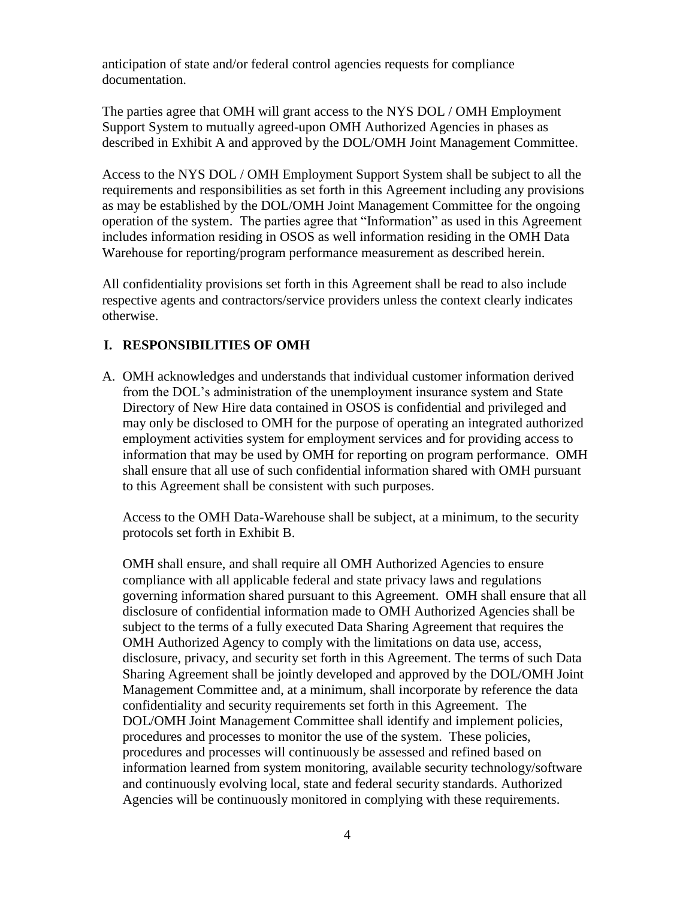anticipation of state and/or federal control agencies requests for compliance documentation.

The parties agree that OMH will grant access to the NYS DOL / OMH Employment Support System to mutually agreed-upon OMH Authorized Agencies in phases as described in Exhibit A and approved by the DOL/OMH Joint Management Committee.

Access to the NYS DOL / OMH Employment Support System shall be subject to all the requirements and responsibilities as set forth in this Agreement including any provisions as may be established by the DOL/OMH Joint Management Committee for the ongoing operation of the system. The parties agree that "Information" as used in this Agreement includes information residing in OSOS as well information residing in the OMH Data Warehouse for reporting/program performance measurement as described herein.

All confidentiality provisions set forth in this Agreement shall be read to also include respective agents and contractors/service providers unless the context clearly indicates otherwise.

## I. RESPONSIBILITIES OF OMH

A. OMH acknowledges and understands that individual customer information derived from the DOL's administration of the unemployment insurance system and State Directory of New Hire data contained in OSOS is confidential and privileged and may only be disclosed to OMH for the purpose of operating an integrated authorized employment activities system for employment services and for providing access to information that may be used by OMH for reporting on program performance. OMH shall ensure that all use of such confidential information shared with OMH pursuant to this Agreement shall be consistent with such purposes.

   Access to the OMH Data-Warehouse shall be subject, at a minimum, to the security protocols set forth in Exhibit B.

   OMH shall ensure, and shall require all OMH Authorized Agencies to ensure compliance with all applicable federal and state privacy laws and regulations governing information shared pursuant to this Agreement. OMH shall ensure that all disclosure of confidential information made to OMH Authorized Agencies shall be subject to the terms of a fully executed Data Sharing Agreement that requires the OMH Authorized Agency to comply with the limitations on data use, access, disclosure, privacy, and security set forth in this Agreement. The terms of such Data Sharing Agreement shall be jointly developed and approved by the DOL/OMH Joint Management Committee and, at a minimum, shall incorporate by reference the data confidentiality and security requirements set forth in this Agreement. The DOL/OMH Joint Management Committee shall identify and implement policies, procedures and processes to monitor the use of the system. These policies, procedures and processes will continuously be assessed and refined based on information learned from system monitoring, available security technology/software and continuously evolving local, state and federal security standards. Authorized Agencies will be continuously monitored in complying with these requirements.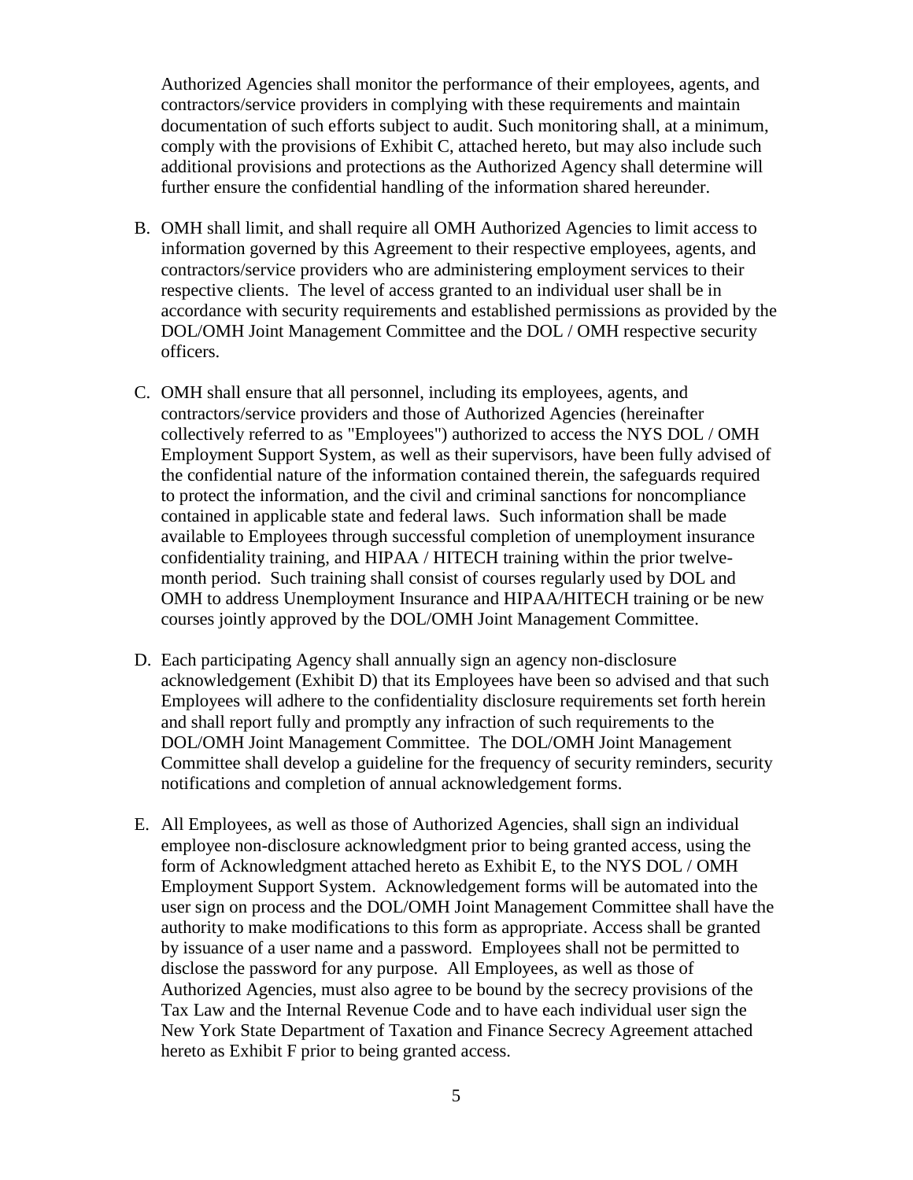Authorized Agencies shall monitor the performance of their employees, agents, and contractors/service providers in complying with these requirements and maintain documentation of such efforts subject to audit. Such monitoring shall, at a minimum, comply with the provisions of Exhibit C, attached hereto, but may also include such additional provisions and protections as the Authorized Agency shall determine will further ensure the confidential handling of the information shared hereunder.

B. OMH shall limit, and shall require all OMH Authorized Agencies to limit access to information governed by this Agreement to their respective employees, agents, and contractors/service providers who are administering employment services to their respective clients. The level of access granted to an individual user shall be in accordance with security requirements and established permissions as provided by the DOL/OMH Joint Management Committee and the DOL / OMH respective security officers.

C. OMH shall ensure that all personnel, including its employees, agents, and contractors/service providers and those of Authorized Agencies (hereinafter collectively referred to as "Employees") authorized to access the NYS DOL / OMH Employment Support System, as well as their supervisors, have been fully advised of the confidential nature of the information contained therein, the safeguards required to protect the information, and the civil and criminal sanctions for noncompliance contained in applicable state and federal laws. Such information shall be made available to Employees through successful completion of unemployment insurance confidentiality training, and HIPAA / HITECH training within the prior twelve-month period. Such training shall consist of courses regularly used by DOL and OMH to address Unemployment Insurance and HIPAA/HITECH training or be new courses jointly approved by the DOL/OMH Joint Management Committee.

D. Each participating Agency shall annually sign an agency non-disclosure acknowledgement (Exhibit D) that its Employees have been so advised and that such Employees will adhere to the confidentiality disclosure requirements set forth herein and shall report fully and promptly any infraction of such requirements to the DOL/OMH Joint Management Committee. The DOL/OMH Joint Management Committee shall develop a guideline for the frequency of security reminders, security notifications and completion of annual acknowledgement forms.

E. All Employees, as well as those of Authorized Agencies, shall sign an individual employee non-disclosure acknowledgment prior to being granted access, using the form of Acknowledgment attached hereto as Exhibit E, to the NYS DOL / OMH Employment Support System. Acknowledgement forms will be automated into the user sign on process and the DOL/OMH Joint Management Committee shall have the authority to make modifications to this form as appropriate. Access shall be granted by issuance of a user name and a password. Employees shall not be permitted to disclose the password for any purpose. All Employees, as well as those of Authorized Agencies, must also agree to be bound by the secrecy provisions of the Tax Law and the Internal Revenue Code and to have each individual user sign the New York State Department of Taxation and Finance Secrecy Agreement attached hereto as Exhibit F prior to being granted access.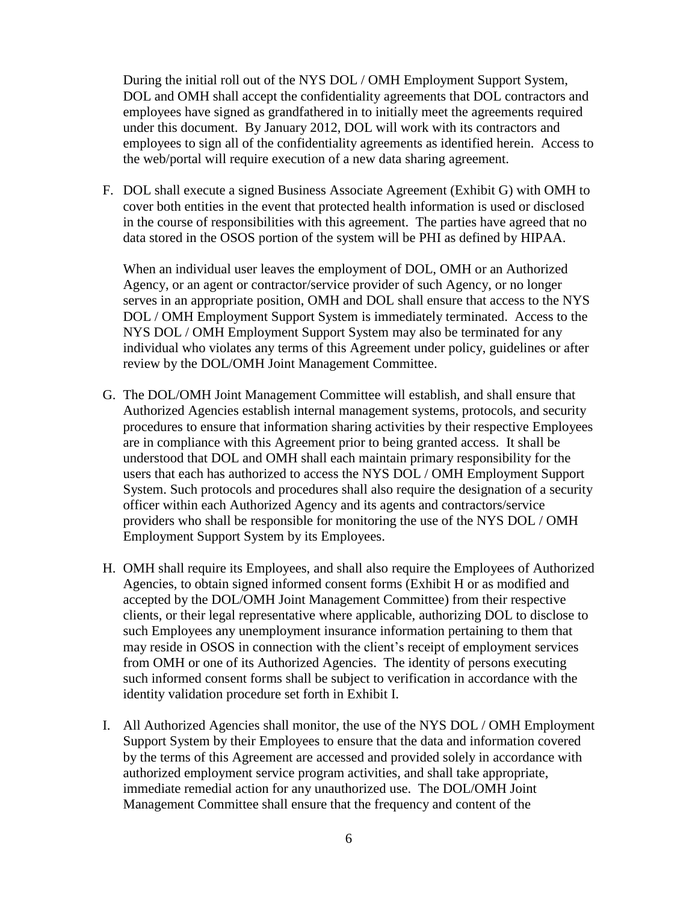During the initial roll out of the NYS DOL / OMH Employment Support System, DOL and OMH shall accept the confidentiality agreements that DOL contractors and employees have signed as grandfathered in to initially meet the agreements required under this document. By January 2012, DOL will work with its contractors and employees to sign all of the confidentiality agreements as identified herein. Access to the web/portal will require execution of a new data sharing agreement.

F. DOL shall execute a signed Business Associate Agreement (Exhibit G) with OMH to cover both entities in the event that protected health information is used or disclosed in the course of responsibilities with this agreement. The parties have agreed that no data stored in the OSOS portion of the system will be PHI as defined by HIPAA.

   When an individual user leaves the employment of DOL, OMH or an Authorized Agency, or an agent or contractor/service provider of such Agency, or no longer serves in an appropriate position, OMH and DOL shall ensure that access to the NYS DOL / OMH Employment Support System is immediately terminated. Access to the NYS DOL / OMH Employment Support System may also be terminated for any individual who violates any terms of this Agreement under policy, guidelines or after review by the DOL/OMH Joint Management Committee.

G. The DOL/OMH Joint Management Committee will establish, and shall ensure that Authorized Agencies establish internal management systems, protocols, and security procedures to ensure that information sharing activities by their respective Employees are in compliance with this Agreement prior to being granted access. It shall be understood that DOL and OMH shall each maintain primary responsibility for the users that each has authorized to access the NYS DOL / OMH Employment Support System. Such protocols and procedures shall also require the designation of a security officer within each Authorized Agency and its agents and contractors/service providers who shall be responsible for monitoring the use of the NYS DOL / OMH Employment Support System by its Employees.

H. OMH shall require its Employees, and shall also require the Employees of Authorized Agencies, to obtain signed informed consent forms (Exhibit H or as modified and accepted by the DOL/OMH Joint Management Committee) from their respective clients, or their legal representative where applicable, authorizing DOL to disclose to such Employees any unemployment insurance information pertaining to them that may reside in OSOS in connection with the client's receipt of employment services from OMH or one of its Authorized Agencies. The identity of persons executing such informed consent forms shall be subject to verification in accordance with the identity validation procedure set forth in Exhibit I.

I. All Authorized Agencies shall monitor, the use of the NYS DOL / OMH Employment Support System by their Employees to ensure that the data and information covered by the terms of this Agreement are accessed and provided solely in accordance with authorized employment service program activities, and shall take appropriate, immediate remedial action for any unauthorized use. The DOL/OMH Joint Management Committee shall ensure that the frequency and content of the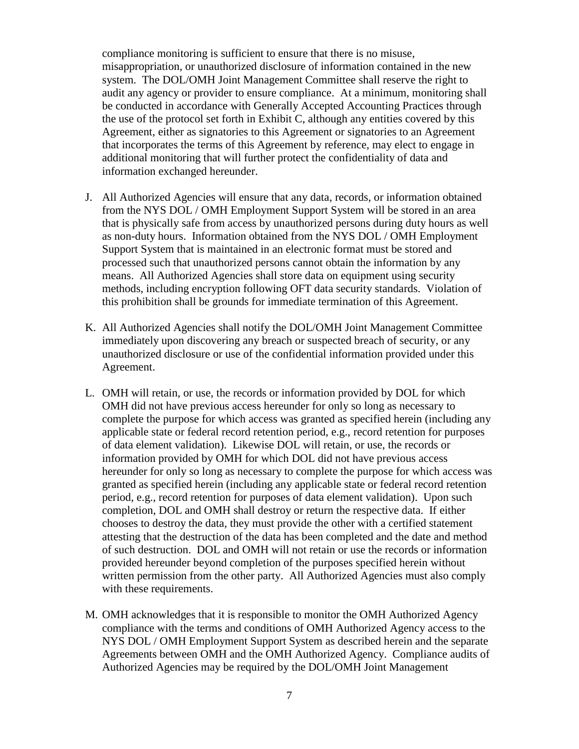compliance monitoring is sufficient to ensure that there is no misuse, misappropriation, or unauthorized disclosure of information contained in the new system. The DOL/OMH Joint Management Committee shall reserve the right to audit any agency or provider to ensure compliance. At a minimum, monitoring shall be conducted in accordance with Generally Accepted Accounting Practices through the use of the protocol set forth in Exhibit C, although any entities covered by this Agreement, either as signatories to this Agreement or signatories to an Agreement that incorporates the terms of this Agreement by reference, may elect to engage in additional monitoring that will further protect the confidentiality of data and information exchanged hereunder.

J. All Authorized Agencies will ensure that any data, records, or information obtained from the NYS DOL / OMH Employment Support System will be stored in an area that is physically safe from access by unauthorized persons during duty hours as well as non-duty hours. Information obtained from the NYS DOL / OMH Employment Support System that is maintained in an electronic format must be stored and processed such that unauthorized persons cannot obtain the information by any means. All Authorized Agencies shall store data on equipment using security methods, including encryption following OFT data security standards. Violation of this prohibition shall be grounds for immediate termination of this Agreement.

K. All Authorized Agencies shall notify the DOL/OMH Joint Management Committee immediately upon discovering any breach or suspected breach of security, or any unauthorized disclosure or use of the confidential information provided under this Agreement.

L. OMH will retain, or use, the records or information provided by DOL for which OMH did not have previous access hereunder for only so long as necessary to complete the purpose for which access was granted as specified herein (including any applicable state or federal record retention period, e.g., record retention for purposes of data element validation). Likewise DOL will retain, or use, the records or information provided by OMH for which DOL did not have previous access hereunder for only so long as necessary to complete the purpose for which access was granted as specified herein (including any applicable state or federal record retention period, e.g., record retention for purposes of data element validation). Upon such completion, DOL and OMH shall destroy or return the respective data. If either chooses to destroy the data, they must provide the other with a certified statement attesting that the destruction of the data has been completed and the date and method of such destruction. DOL and OMH will not retain or use the records or information provided hereunder beyond completion of the purposes specified herein without written permission from the other party. All Authorized Agencies must also comply with these requirements.

M. OMH acknowledges that it is responsible to monitor the OMH Authorized Agency compliance with the terms and conditions of OMH Authorized Agency access to the NYS DOL / OMH Employment Support System as described herein and the separate Agreements between OMH and the OMH Authorized Agency. Compliance audits of Authorized Agencies may be required by the DOL/OMH Joint Management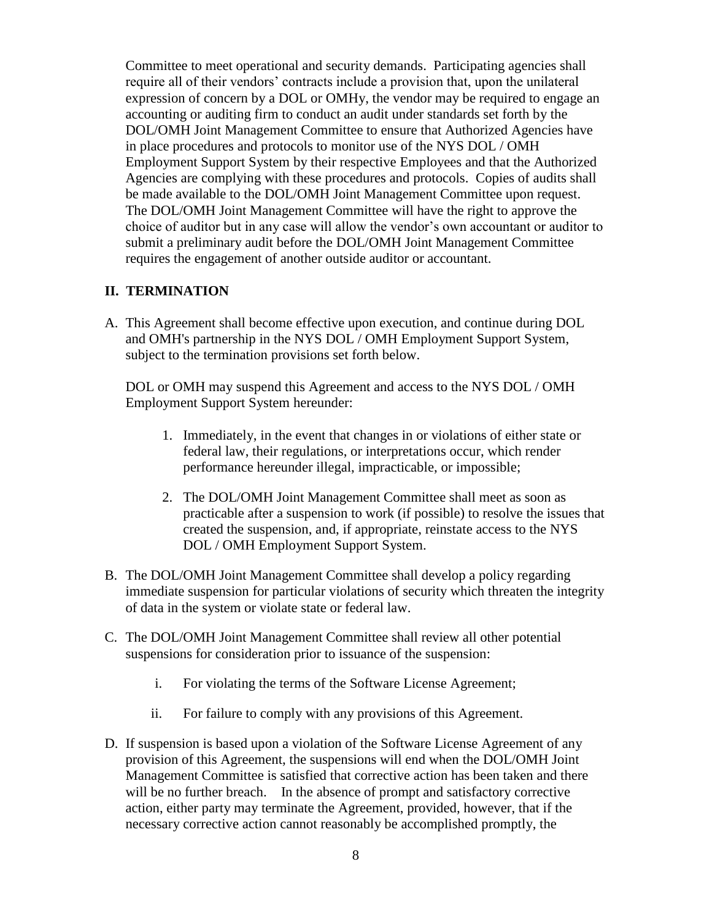Committee to meet operational and security demands. Participating agencies shall require all of their vendors' contracts include a provision that, upon the unilateral expression of concern by a DOL or OMHy, the vendor may be required to engage an accounting or auditing firm to conduct an audit under standards set forth by the DOL/OMH Joint Management Committee to ensure that Authorized Agencies have in place procedures and protocols to monitor use of the NYS DOL / OMH Employment Support System by their respective Employees and that the Authorized Agencies are complying with these procedures and protocols. Copies of audits shall be made available to the DOL/OMH Joint Management Committee upon request. The DOL/OMH Joint Management Committee will have the right to approve the choice of auditor but in any case will allow the vendor's own accountant or auditor to submit a preliminary audit before the DOL/OMH Joint Management Committee requires the engagement of another outside auditor or accountant.

## II. TERMINATION

A. This Agreement shall become effective upon execution, and continue during DOL and OMH's partnership in the NYS DOL / OMH Employment Support System, subject to the termination provisions set forth below.

   DOL or OMH may suspend this Agreement and access to the NYS DOL / OMH Employment Support System hereunder:

   1. Immediately, in the event that changes in or violations of either state or federal law, their regulations, or interpretations occur, which render performance hereunder illegal, impracticable, or impossible;

   2. The DOL/OMH Joint Management Committee shall meet as soon as practicable after a suspension to work (if possible) to resolve the issues that created the suspension, and, if appropriate, reinstate access to the NYS DOL / OMH Employment Support System.

B. The DOL/OMH Joint Management Committee shall develop a policy regarding immediate suspension for particular violations of security which threaten the integrity of data in the system or violate state or federal law.

C. The DOL/OMH Joint Management Committee shall review all other potential suspensions for consideration prior to issuance of the suspension:

   i. For violating the terms of the Software License Agreement;

   ii. For failure to comply with any provisions of this Agreement.

D. If suspension is based upon a violation of the Software License Agreement of any provision of this Agreement, the suspensions will end when the DOL/OMH Joint Management Committee is satisfied that corrective action has been taken and there will be no further breach. In the absence of prompt and satisfactory corrective action, either party may terminate the Agreement, provided, however, that if the necessary corrective action cannot reasonably be accomplished promptly, the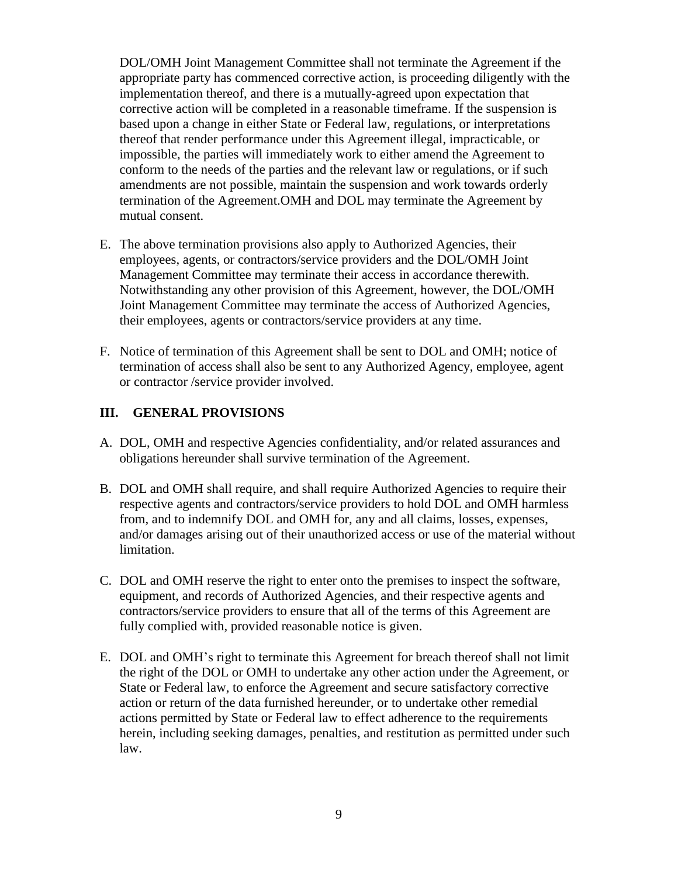DOL/OMH Joint Management Committee shall not terminate the Agreement if the appropriate party has commenced corrective action, is proceeding diligently with the implementation thereof, and there is a mutually-agreed upon expectation that corrective action will be completed in a reasonable timeframe. If the suspension is based upon a change in either State or Federal law, regulations, or interpretations thereof that render performance under this Agreement illegal, impracticable, or impossible, the parties will immediately work to either amend the Agreement to conform to the needs of the parties and the relevant law or regulations, or if such amendments are not possible, maintain the suspension and work towards orderly termination of the Agreement.OMH and DOL may terminate the Agreement by mutual consent.

E. The above termination provisions also apply to Authorized Agencies, their employees, agents, or contractors/service providers and the DOL/OMH Joint Management Committee may terminate their access in accordance therewith. Notwithstanding any other provision of this Agreement, however, the DOL/OMH Joint Management Committee may terminate the access of Authorized Agencies, their employees, agents or contractors/service providers at any time.

F. Notice of termination of this Agreement shall be sent to DOL and OMH; notice of termination of access shall also be sent to any Authorized Agency, employee, agent or contractor /service provider involved.

## III. GENERAL PROVISIONS

A. DOL, OMH and respective Agencies confidentiality, and/or related assurances and obligations hereunder shall survive termination of the Agreement.

B. DOL and OMH shall require, and shall require Authorized Agencies to require their respective agents and contractors/service providers to hold DOL and OMH harmless from, and to indemnify DOL and OMH for, any and all claims, losses, expenses, and/or damages arising out of their unauthorized access or use of the material without limitation.

C. DOL and OMH reserve the right to enter onto the premises to inspect the software, equipment, and records of Authorized Agencies, and their respective agents and contractors/service providers to ensure that all of the terms of this Agreement are fully complied with, provided reasonable notice is given.

E. DOL and OMH's right to terminate this Agreement for breach thereof shall not limit the right of the DOL or OMH to undertake any other action under the Agreement, or State or Federal law, to enforce the Agreement and secure satisfactory corrective action or return of the data furnished hereunder, or to undertake other remedial actions permitted by State or Federal law to effect adherence to the requirements herein, including seeking damages, penalties, and restitution as permitted under such law.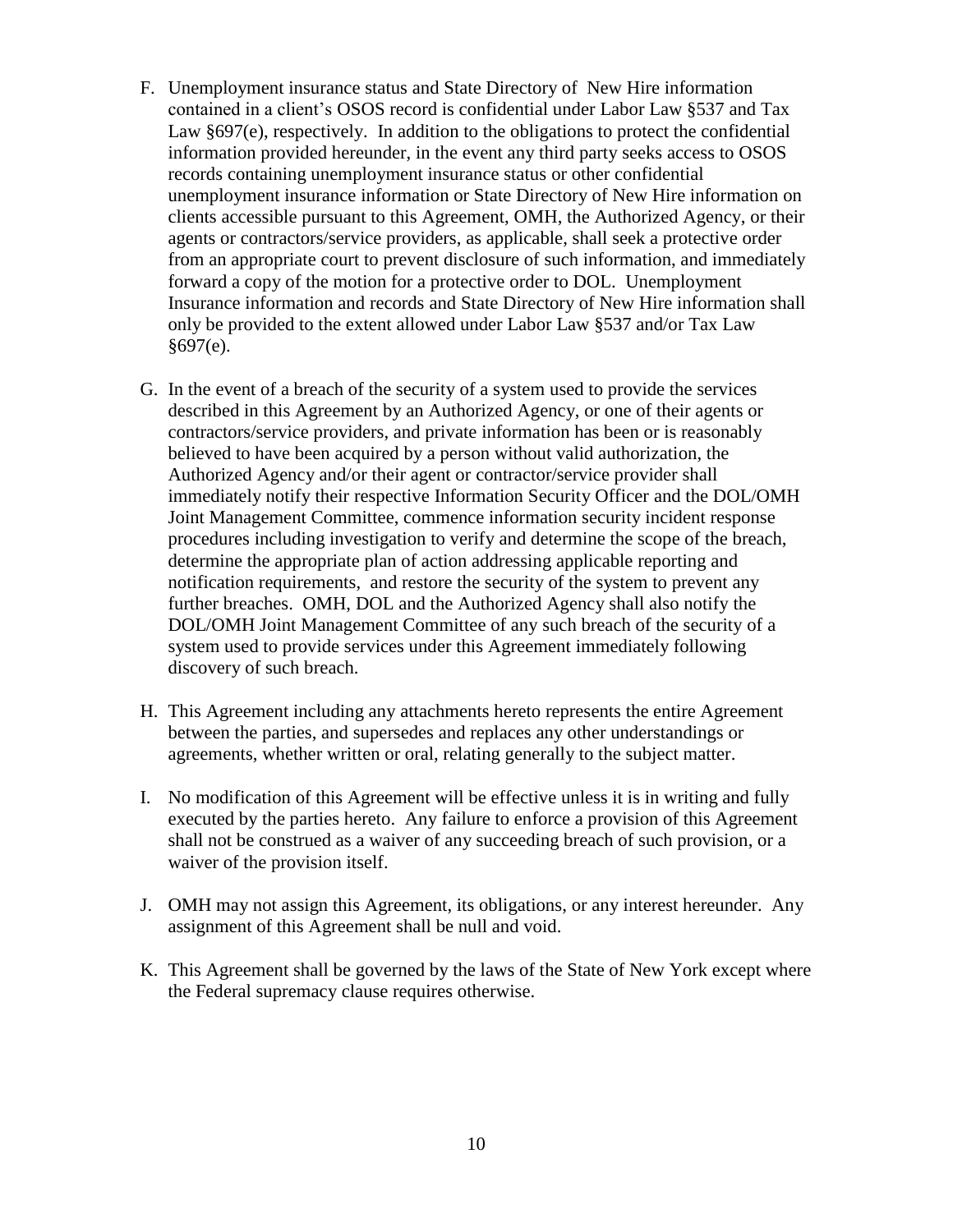F. Unemployment insurance status and State Directory of New Hire information contained in a client's OSOS record is confidential under Labor Law §537 and Tax Law §697(e), respectively. In addition to the obligations to protect the confidential information provided hereunder, in the event any third party seeks access to OSOS records containing unemployment insurance status or other confidential unemployment insurance information or State Directory of New Hire information on clients accessible pursuant to this Agreement, OMH, the Authorized Agency, or their agents or contractors/service providers, as applicable, shall seek a protective order from an appropriate court to prevent disclosure of such information, and immediately forward a copy of the motion for a protective order to DOL. Unemployment Insurance information and records and State Directory of New Hire information shall only be provided to the extent allowed under Labor Law §537 and/or Tax Law §697(e).

G. In the event of a breach of the security of a system used to provide the services described in this Agreement by an Authorized Agency, or one of their agents or contractors/service providers, and private information has been or is reasonably believed to have been acquired by a person without valid authorization, the Authorized Agency and/or their agent or contractor/service provider shall immediately notify their respective Information Security Officer and the DOL/OMH Joint Management Committee, commence information security incident response procedures including investigation to verify and determine the scope of the breach, determine the appropriate plan of action addressing applicable reporting and notification requirements, and restore the security of the system to prevent any further breaches. OMH, DOL and the Authorized Agency shall also notify the DOL/OMH Joint Management Committee of any such breach of the security of a system used to provide services under this Agreement immediately following discovery of such breach.

H. This Agreement including any attachments hereto represents the entire Agreement between the parties, and supersedes and replaces any other understandings or agreements, whether written or oral, relating generally to the subject matter.

I. No modification of this Agreement will be effective unless it is in writing and fully executed by the parties hereto. Any failure to enforce a provision of this Agreement shall not be construed as a waiver of any succeeding breach of such provision, or a waiver of the provision itself.

J. OMH may not assign this Agreement, its obligations, or any interest hereunder. Any assignment of this Agreement shall be null and void.

K. This Agreement shall be governed by the laws of the State of New York except where the Federal supremacy clause requires otherwise.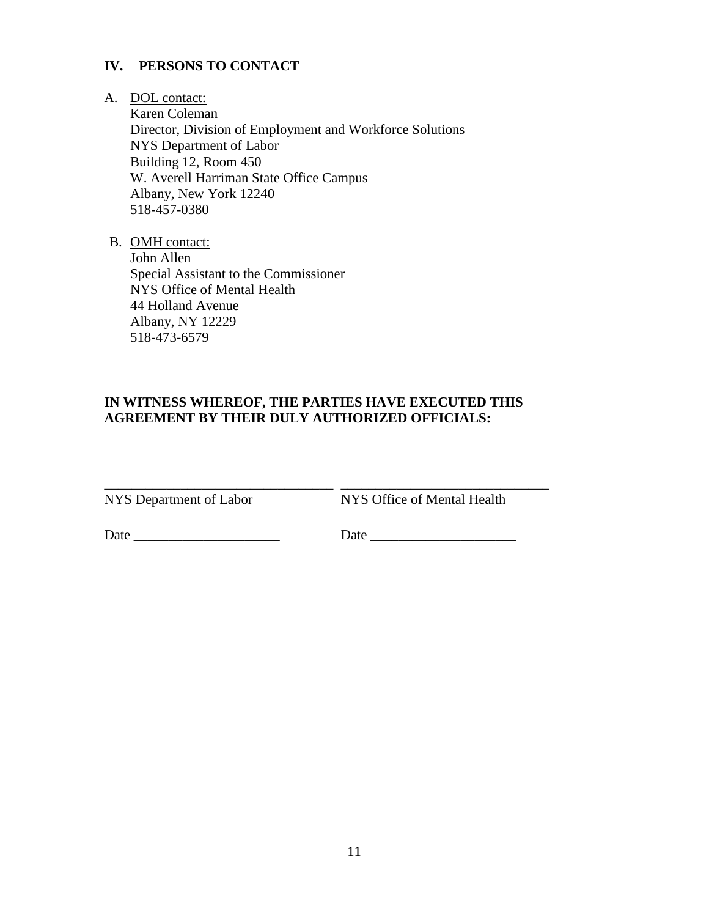## IV. PERSONS TO CONTACT

A. DOL contact:
Karen Coleman
Director, Division of Employment and Workforce Solutions
NYS Department of Labor
Building 12, Room 450
W. Averell Harriman State Office Campus
Albany, New York 12240
518-457-0380

B. OMH contact:
John Allen
Special Assistant to the Commissioner
NYS Office of Mental Health
44 Holland Avenue
Albany, NY 12229
518-473-6579

**IN WITNESS WHEREOF, THE PARTIES HAVE EXECUTED THIS AGREEMENT BY THEIR DULY AUTHORIZED OFFICIALS:**

| ______________________________ | ______________________________ |
|---|---|
| NYS Department of Labor | NYS Office of Mental Health |
| Date ____________________ | Date ____________________ |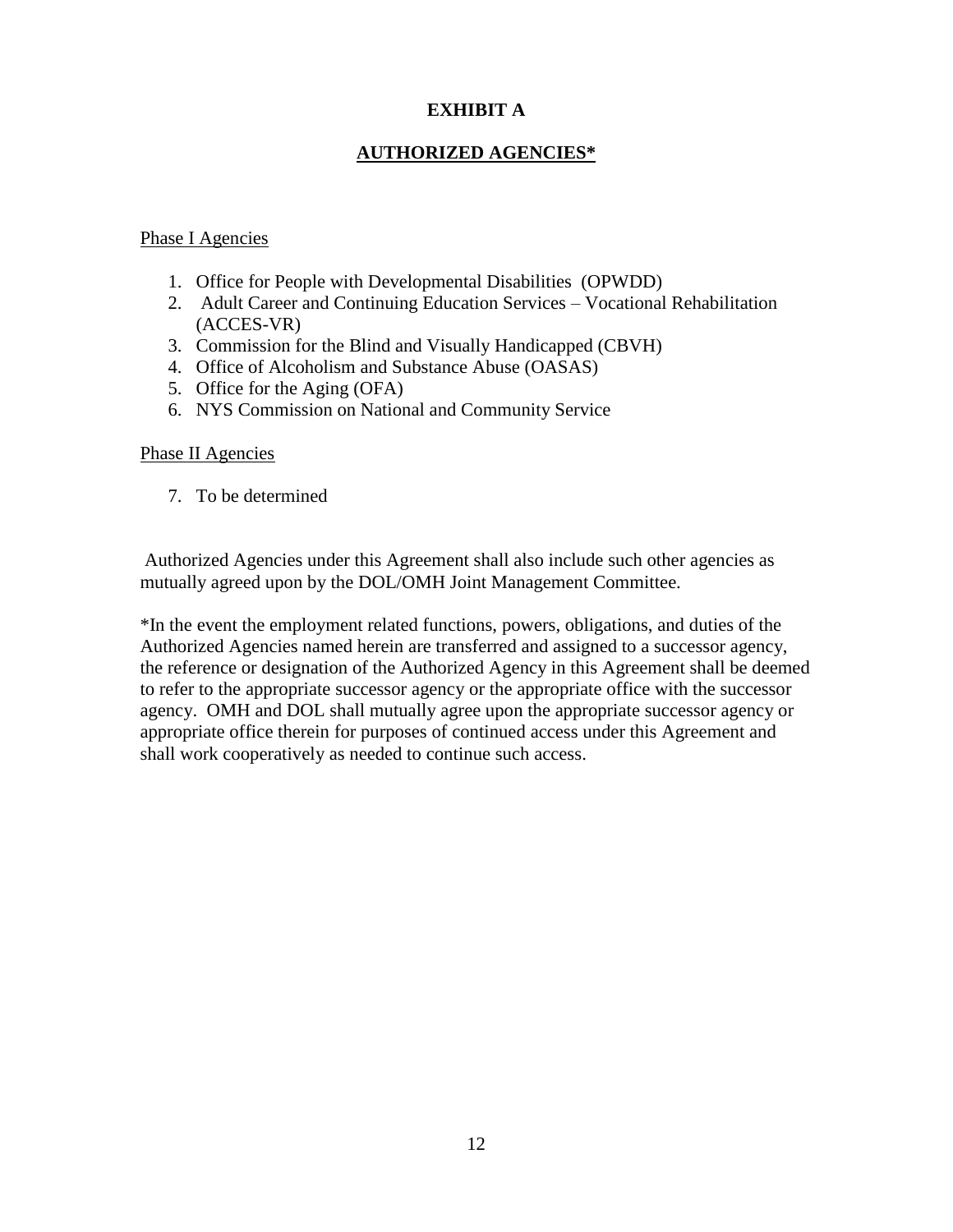# EXHIBIT A

## AUTHORIZED AGENCIES*

Phase I Agencies

1. Office for People with Developmental Disabilities (OPWDD)
2. Adult Career and Continuing Education Services – Vocational Rehabilitation (ACCES-VR)
3. Commission for the Blind and Visually Handicapped (CBVH)
4. Office of Alcoholism and Substance Abuse (OASAS)
5. Office for the Aging (OFA)
6. NYS Commission on National and Community Service

Phase II Agencies

7. To be determined

Authorized Agencies under this Agreement shall also include such other agencies as mutually agreed upon by the DOL/OMH Joint Management Committee.

*In the event the employment related functions, powers, obligations, and duties of the Authorized Agencies named herein are transferred and assigned to a successor agency, the reference or designation of the Authorized Agency in this Agreement shall be deemed to refer to the appropriate successor agency or the appropriate office with the successor agency. OMH and DOL shall mutually agree upon the appropriate successor agency or appropriate office therein for purposes of continued access under this Agreement and shall work cooperatively as needed to continue such access.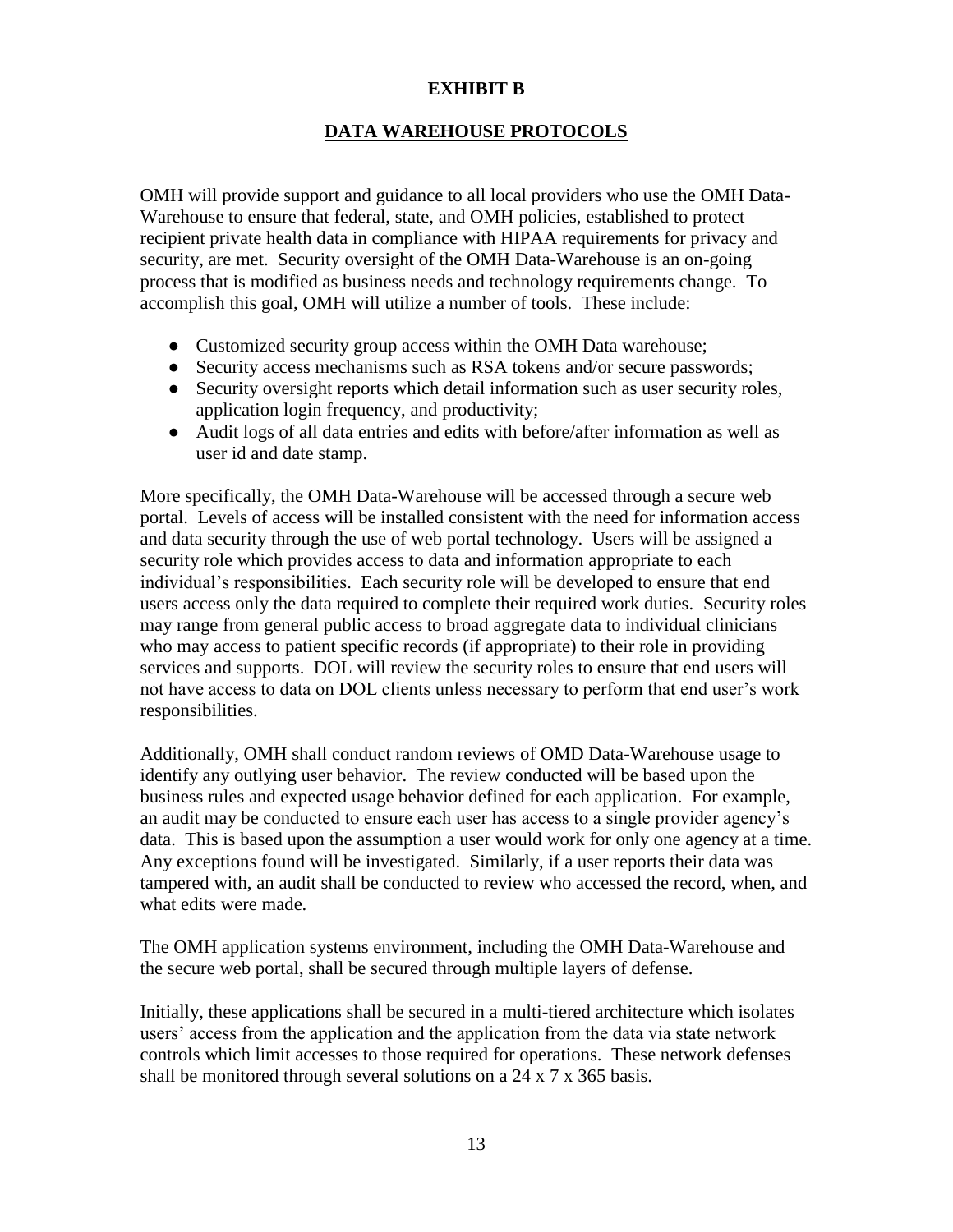# EXHIBIT B

## DATA WAREHOUSE PROTOCOLS

OMH will provide support and guidance to all local providers who use the OMH Data-Warehouse to ensure that federal, state, and OMH policies, established to protect recipient private health data in compliance with HIPAA requirements for privacy and security, are met. Security oversight of the OMH Data-Warehouse is an on-going process that is modified as business needs and technology requirements change. To accomplish this goal, OMH will utilize a number of tools. These include:

- Customized security group access within the OMH Data warehouse;
- Security access mechanisms such as RSA tokens and/or secure passwords;
- Security oversight reports which detail information such as user security roles, application login frequency, and productivity;
- Audit logs of all data entries and edits with before/after information as well as user id and date stamp.

More specifically, the OMH Data-Warehouse will be accessed through a secure web portal. Levels of access will be installed consistent with the need for information access and data security through the use of web portal technology. Users will be assigned a security role which provides access to data and information appropriate to each individual's responsibilities. Each security role will be developed to ensure that end users access only the data required to complete their required work duties. Security roles may range from general public access to broad aggregate data to individual clinicians who may access to patient specific records (if appropriate) to their role in providing services and supports. DOL will review the security roles to ensure that end users will not have access to data on DOL clients unless necessary to perform that end user's work responsibilities.

Additionally, OMH shall conduct random reviews of OMD Data-Warehouse usage to identify any outlying user behavior. The review conducted will be based upon the business rules and expected usage behavior defined for each application. For example, an audit may be conducted to ensure each user has access to a single provider agency's data. This is based upon the assumption a user would work for only one agency at a time. Any exceptions found will be investigated. Similarly, if a user reports their data was tampered with, an audit shall be conducted to review who accessed the record, when, and what edits were made.

The OMH application systems environment, including the OMH Data-Warehouse and the secure web portal, shall be secured through multiple layers of defense.

Initially, these applications shall be secured in a multi-tiered architecture which isolates users' access from the application and the application from the data via state network controls which limit accesses to those required for operations. These network defenses shall be monitored through several solutions on a 24 x 7 x 365 basis.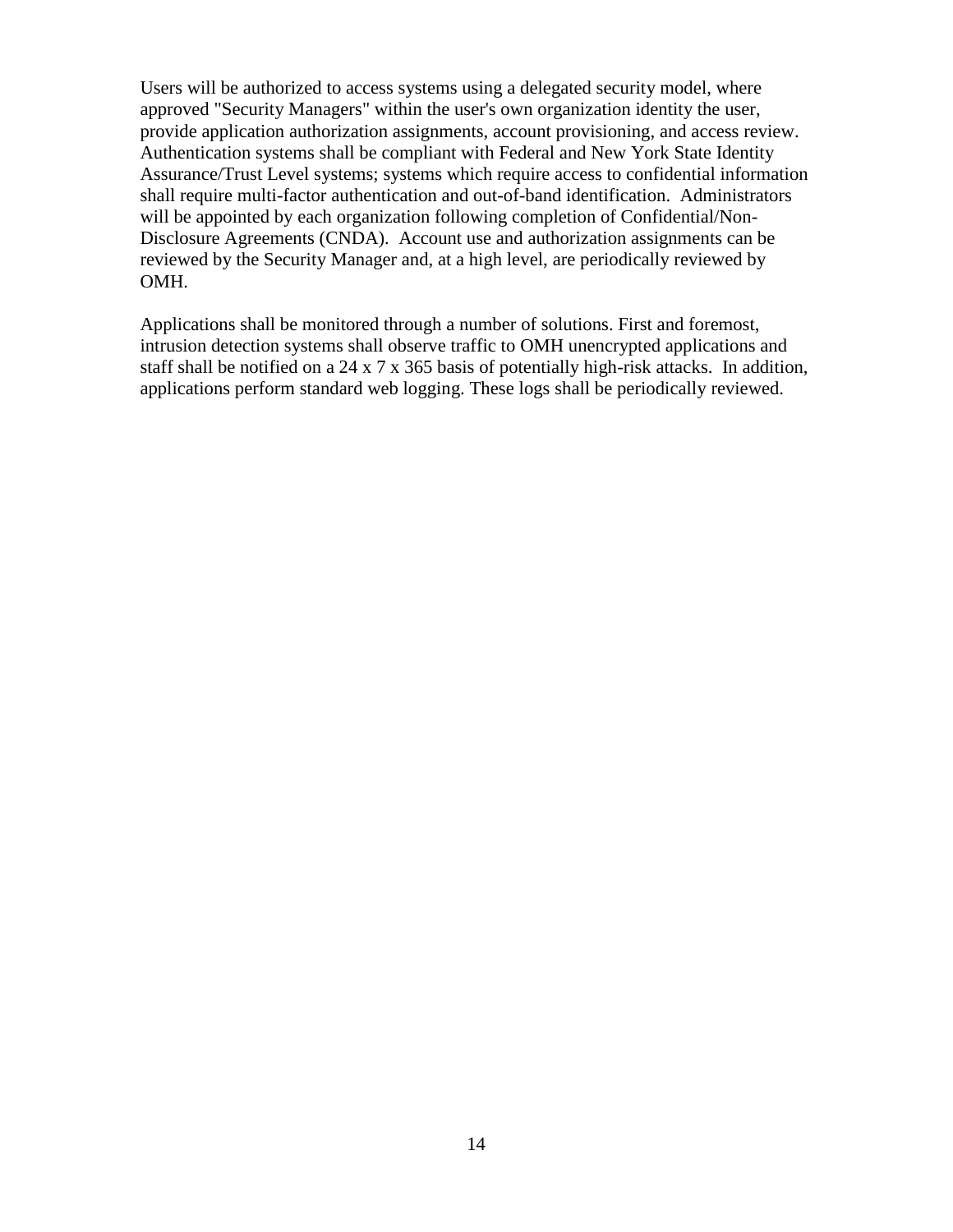Users will be authorized to access systems using a delegated security model, where approved "Security Managers" within the user's own organization identity the user, provide application authorization assignments, account provisioning, and access review. Authentication systems shall be compliant with Federal and New York State Identity Assurance/Trust Level systems; systems which require access to confidential information shall require multi-factor authentication and out-of-band identification. Administrators will be appointed by each organization following completion of Confidential/Non-Disclosure Agreements (CNDA). Account use and authorization assignments can be reviewed by the Security Manager and, at a high level, are periodically reviewed by OMH.

Applications shall be monitored through a number of solutions. First and foremost, intrusion detection systems shall observe traffic to OMH unencrypted applications and staff shall be notified on a 24 x 7 x 365 basis of potentially high-risk attacks. In addition, applications perform standard web logging. These logs shall be periodically reviewed.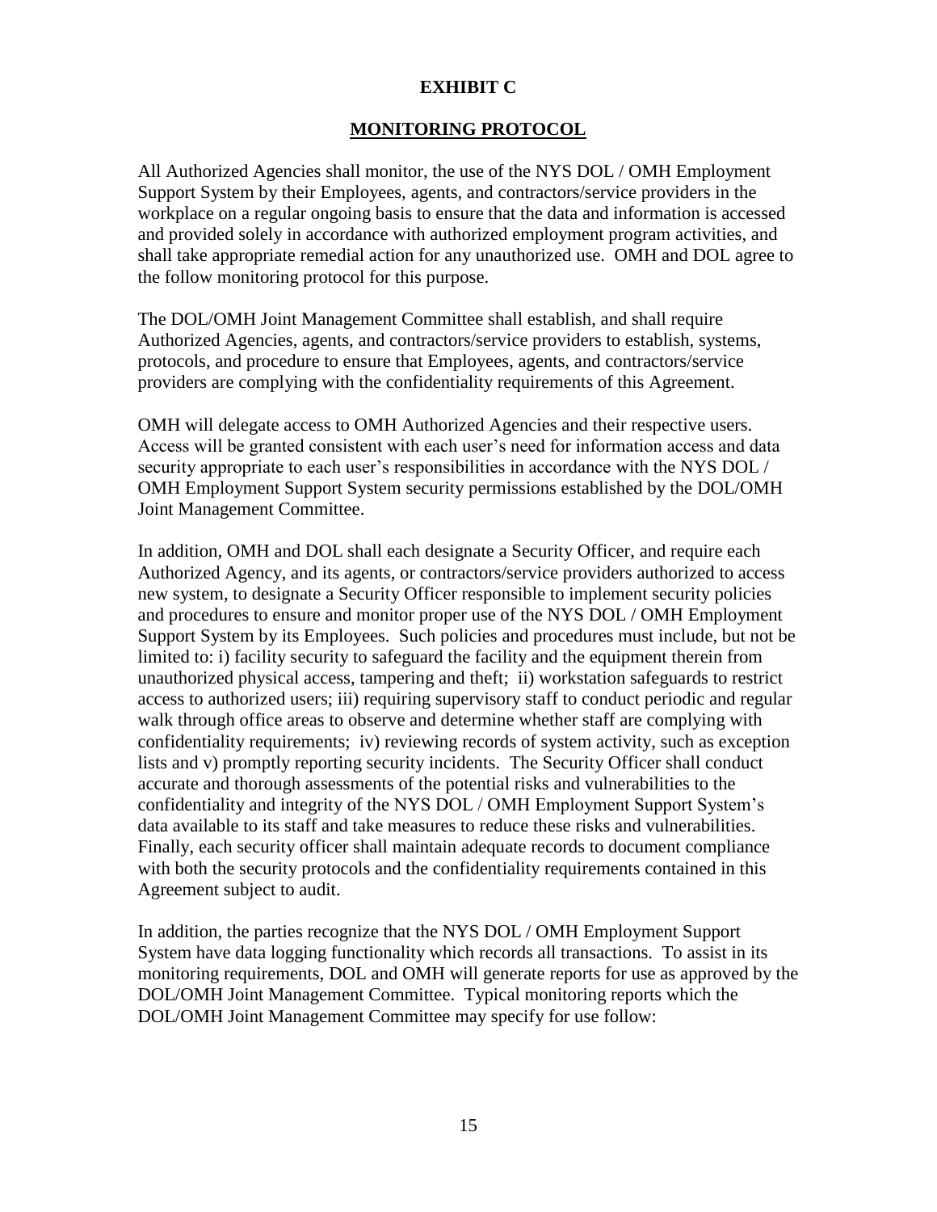# EXHIBIT C

## MONITORING PROTOCOL

All Authorized Agencies shall monitor, the use of the NYS DOL / OMH Employment Support System by their Employees, agents, and contractors/service providers in the workplace on a regular ongoing basis to ensure that the data and information is accessed and provided solely in accordance with authorized employment program activities, and shall take appropriate remedial action for any unauthorized use. OMH and DOL agree to the follow monitoring protocol for this purpose.

The DOL/OMH Joint Management Committee shall establish, and shall require Authorized Agencies, agents, and contractors/service providers to establish, systems, protocols, and procedure to ensure that Employees, agents, and contractors/service providers are complying with the confidentiality requirements of this Agreement.

OMH will delegate access to OMH Authorized Agencies and their respective users. Access will be granted consistent with each user's need for information access and data security appropriate to each user's responsibilities in accordance with the NYS DOL / OMH Employment Support System security permissions established by the DOL/OMH Joint Management Committee.

In addition, OMH and DOL shall each designate a Security Officer, and require each Authorized Agency, and its agents, or contractors/service providers authorized to access new system, to designate a Security Officer responsible to implement security policies and procedures to ensure and monitor proper use of the NYS DOL / OMH Employment Support System by its Employees. Such policies and procedures must include, but not be limited to: i) facility security to safeguard the facility and the equipment therein from unauthorized physical access, tampering and theft; ii) workstation safeguards to restrict access to authorized users; iii) requiring supervisory staff to conduct periodic and regular walk through office areas to observe and determine whether staff are complying with confidentiality requirements; iv) reviewing records of system activity, such as exception lists and v) promptly reporting security incidents. The Security Officer shall conduct accurate and thorough assessments of the potential risks and vulnerabilities to the confidentiality and integrity of the NYS DOL / OMH Employment Support System's data available to its staff and take measures to reduce these risks and vulnerabilities. Finally, each security officer shall maintain adequate records to document compliance with both the security protocols and the confidentiality requirements contained in this Agreement subject to audit.

In addition, the parties recognize that the NYS DOL / OMH Employment Support System have data logging functionality which records all transactions. To assist in its monitoring requirements, DOL and OMH will generate reports for use as approved by the DOL/OMH Joint Management Committee. Typical monitoring reports which the DOL/OMH Joint Management Committee may specify for use follow: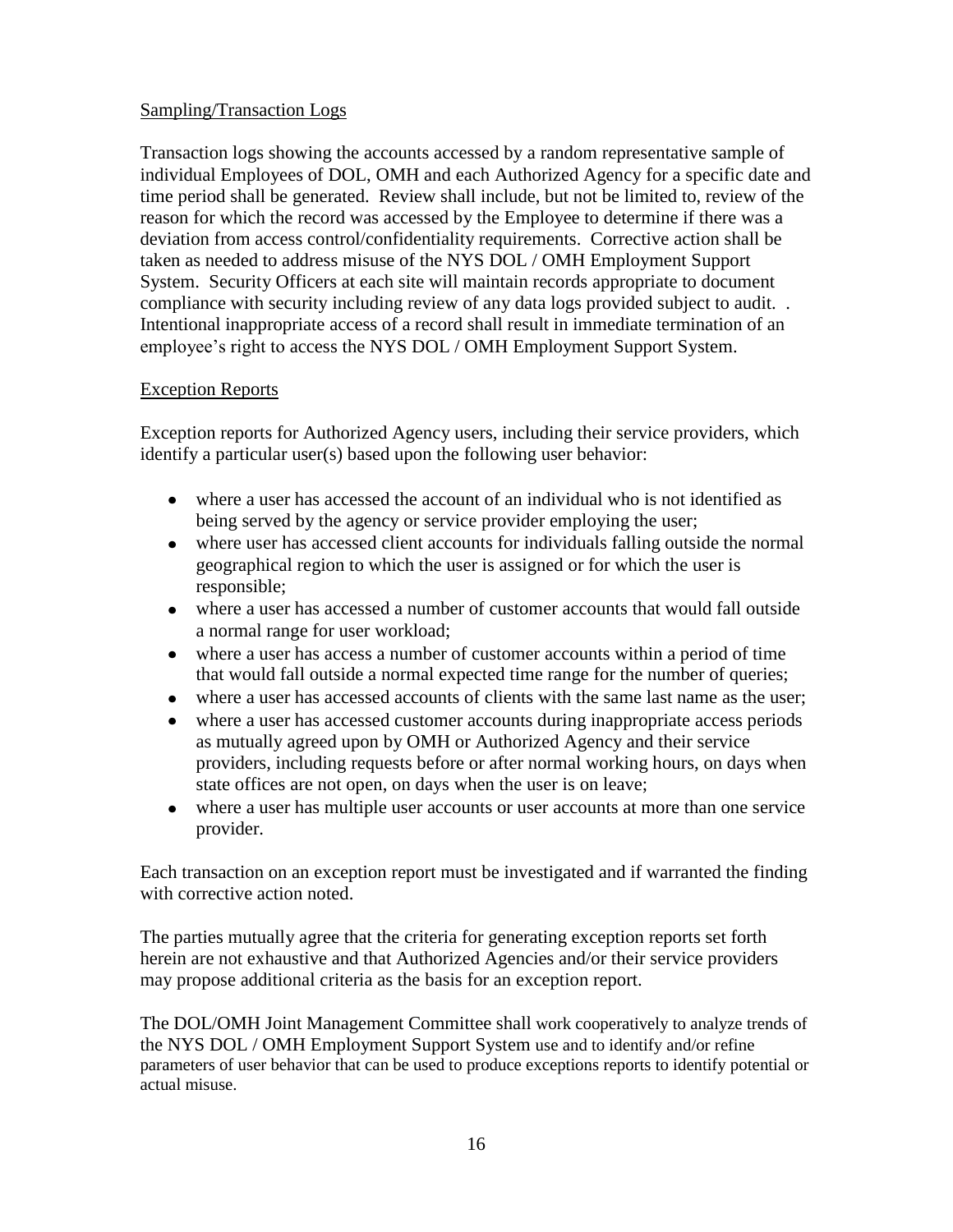Sampling/Transaction Logs

Transaction logs showing the accounts accessed by a random representative sample of individual Employees of DOL, OMH and each Authorized Agency for a specific date and time period shall be generated. Review shall include, but not be limited to, review of the reason for which the record was accessed by the Employee to determine if there was a deviation from access control/confidentiality requirements. Corrective action shall be taken as needed to address misuse of the NYS DOL / OMH Employment Support System. Security Officers at each site will maintain records appropriate to document compliance with security including review of any data logs provided subject to audit. . Intentional inappropriate access of a record shall result in immediate termination of an employee's right to access the NYS DOL / OMH Employment Support System.

Exception Reports

Exception reports for Authorized Agency users, including their service providers, which identify a particular user(s) based upon the following user behavior:

- where a user has accessed the account of an individual who is not identified as being served by the agency or service provider employing the user;
- where user has accessed client accounts for individuals falling outside the normal geographical region to which the user is assigned or for which the user is responsible;
- where a user has accessed a number of customer accounts that would fall outside a normal range for user workload;
- where a user has access a number of customer accounts within a period of time that would fall outside a normal expected time range for the number of queries;
- where a user has accessed accounts of clients with the same last name as the user;
- where a user has accessed customer accounts during inappropriate access periods as mutually agreed upon by OMH or Authorized Agency and their service providers, including requests before or after normal working hours, on days when state offices are not open, on days when the user is on leave;
- where a user has multiple user accounts or user accounts at more than one service provider.

Each transaction on an exception report must be investigated and if warranted the finding with corrective action noted.

The parties mutually agree that the criteria for generating exception reports set forth herein are not exhaustive and that Authorized Agencies and/or their service providers may propose additional criteria as the basis for an exception report.

The DOL/OMH Joint Management Committee shall work cooperatively to analyze trends of the NYS DOL / OMH Employment Support System use and to identify and/or refine parameters of user behavior that can be used to produce exceptions reports to identify potential or actual misuse.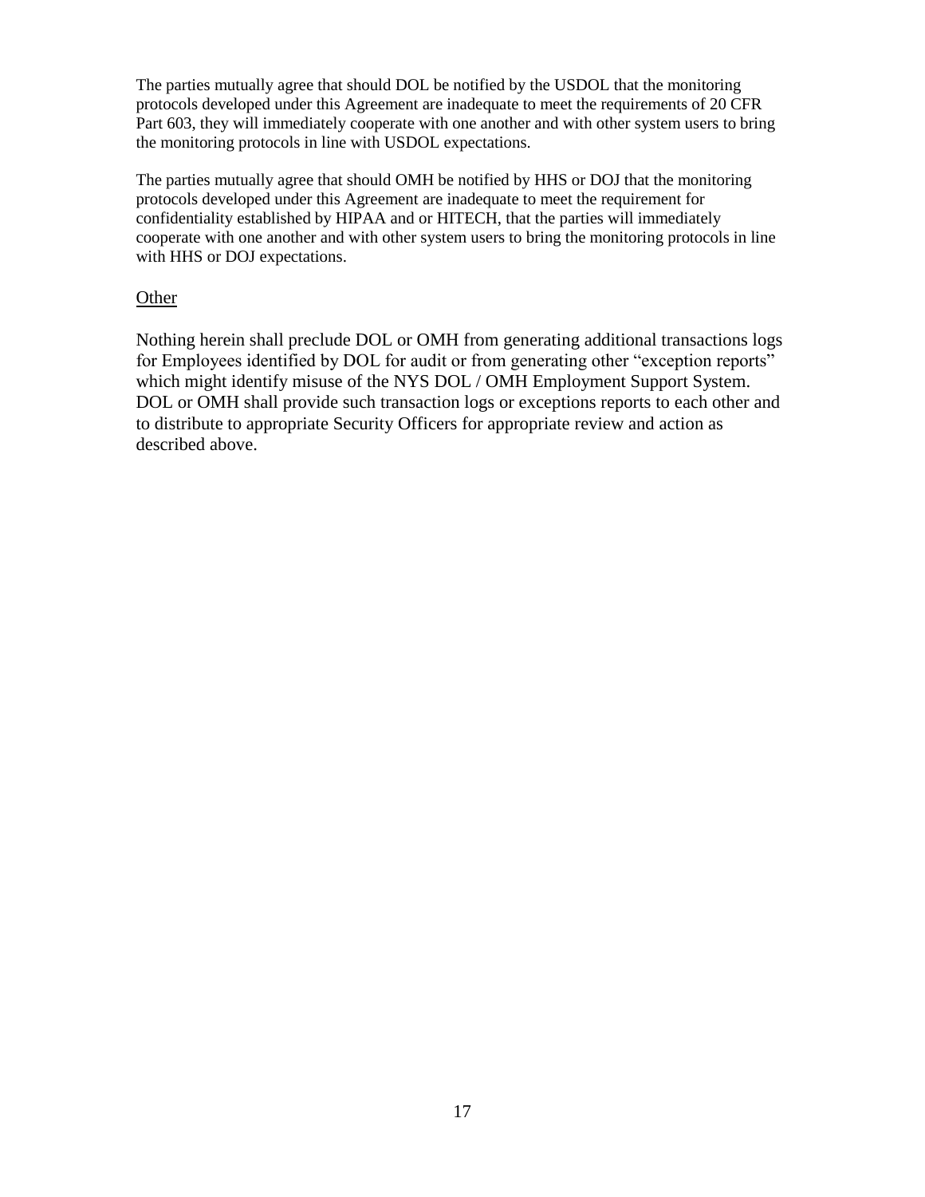The parties mutually agree that should DOL be notified by the USDOL that the monitoring protocols developed under this Agreement are inadequate to meet the requirements of 20 CFR Part 603, they will immediately cooperate with one another and with other system users to bring the monitoring protocols in line with USDOL expectations.

The parties mutually agree that should OMH be notified by HHS or DOJ that the monitoring protocols developed under this Agreement are inadequate to meet the requirement for confidentiality established by HIPAA and or HITECH, that the parties will immediately cooperate with one another and with other system users to bring the monitoring protocols in line with HHS or DOJ expectations.

<u>Other</u>

Nothing herein shall preclude DOL or OMH from generating additional transactions logs for Employees identified by DOL for audit or from generating other "exception reports" which might identify misuse of the NYS DOL / OMH Employment Support System. DOL or OMH shall provide such transaction logs or exceptions reports to each other and to distribute to appropriate Security Officers for appropriate review and action as described above.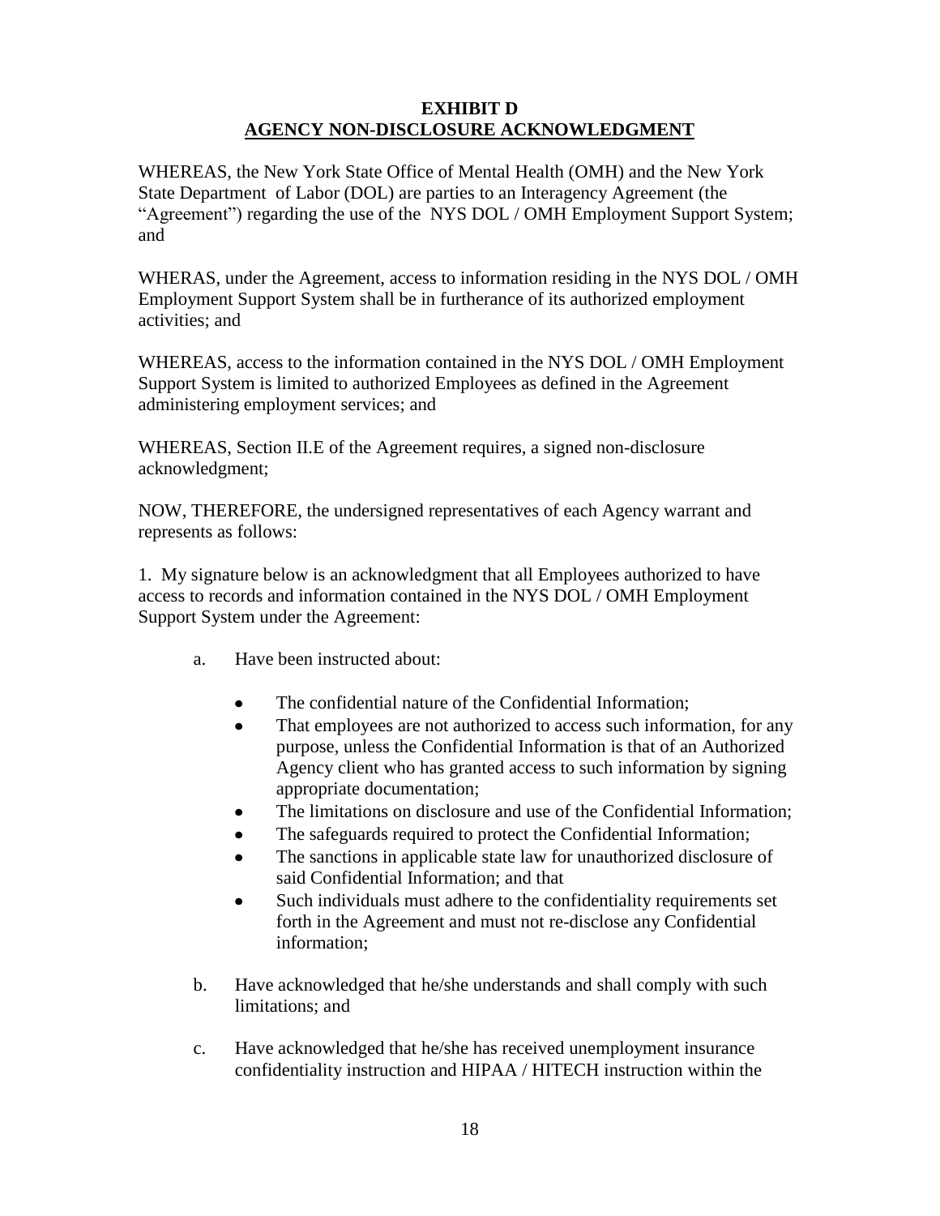**EXHIBIT D**

**AGENCY NON-DISCLOSURE ACKNOWLEDGMENT**

WHEREAS, the New York State Office of Mental Health (OMH) and the New York State Department of Labor (DOL) are parties to an Interagency Agreement (the "Agreement") regarding the use of the NYS DOL / OMH Employment Support System; and

WHERAS, under the Agreement, access to information residing in the NYS DOL / OMH Employment Support System shall be in furtherance of its authorized employment activities; and

WHEREAS, access to the information contained in the NYS DOL / OMH Employment Support System is limited to authorized Employees as defined in the Agreement administering employment services; and

WHEREAS, Section II.E of the Agreement requires, a signed non-disclosure acknowledgment;

NOW, THEREFORE, the undersigned representatives of each Agency warrant and represents as follows:

1. My signature below is an acknowledgment that all Employees authorized to have access to records and information contained in the NYS DOL / OMH Employment Support System under the Agreement:

   a. Have been instructed about:

      - The confidential nature of the Confidential Information;
      - That employees are not authorized to access such information, for any purpose, unless the Confidential Information is that of an Authorized Agency client who has granted access to such information by signing appropriate documentation;
      - The limitations on disclosure and use of the Confidential Information;
      - The safeguards required to protect the Confidential Information;
      - The sanctions in applicable state law for unauthorized disclosure of said Confidential Information; and that
      - Such individuals must adhere to the confidentiality requirements set forth in the Agreement and must not re-disclose any Confidential information;

   b. Have acknowledged that he/she understands and shall comply with such limitations; and

   c. Have acknowledged that he/she has received unemployment insurance confidentiality instruction and HIPAA / HITECH instruction within the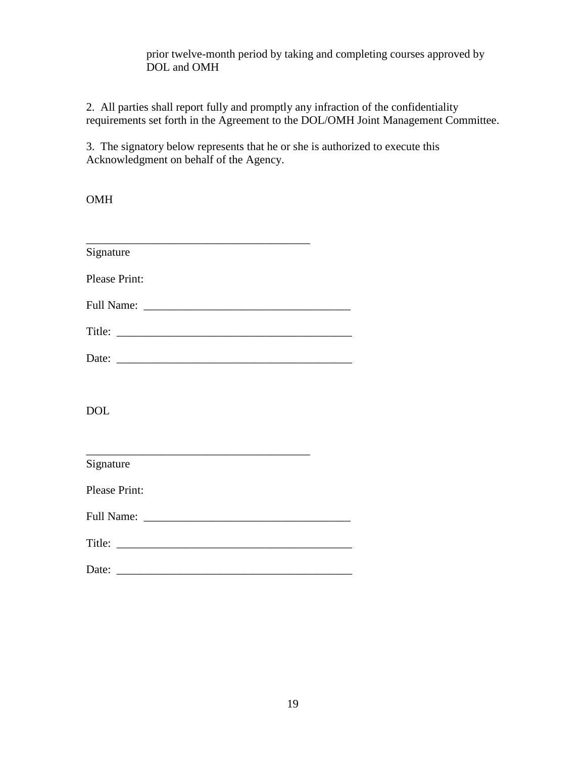prior twelve-month period by taking and completing courses approved by DOL and OMH

2. All parties shall report fully and promptly any infraction of the confidentiality requirements set forth in the Agreement to the DOL/OMH Joint Management Committee.

3. The signatory below represents that he or she is authorized to execute this Acknowledgment on behalf of the Agency.

OMH

________________________________________
Signature

Please Print:

Full Name: _____________________________________

Title: __________________________________________

Date: __________________________________________

DOL

________________________________________
Signature

Please Print:

Full Name: _____________________________________

Title: __________________________________________

Date: __________________________________________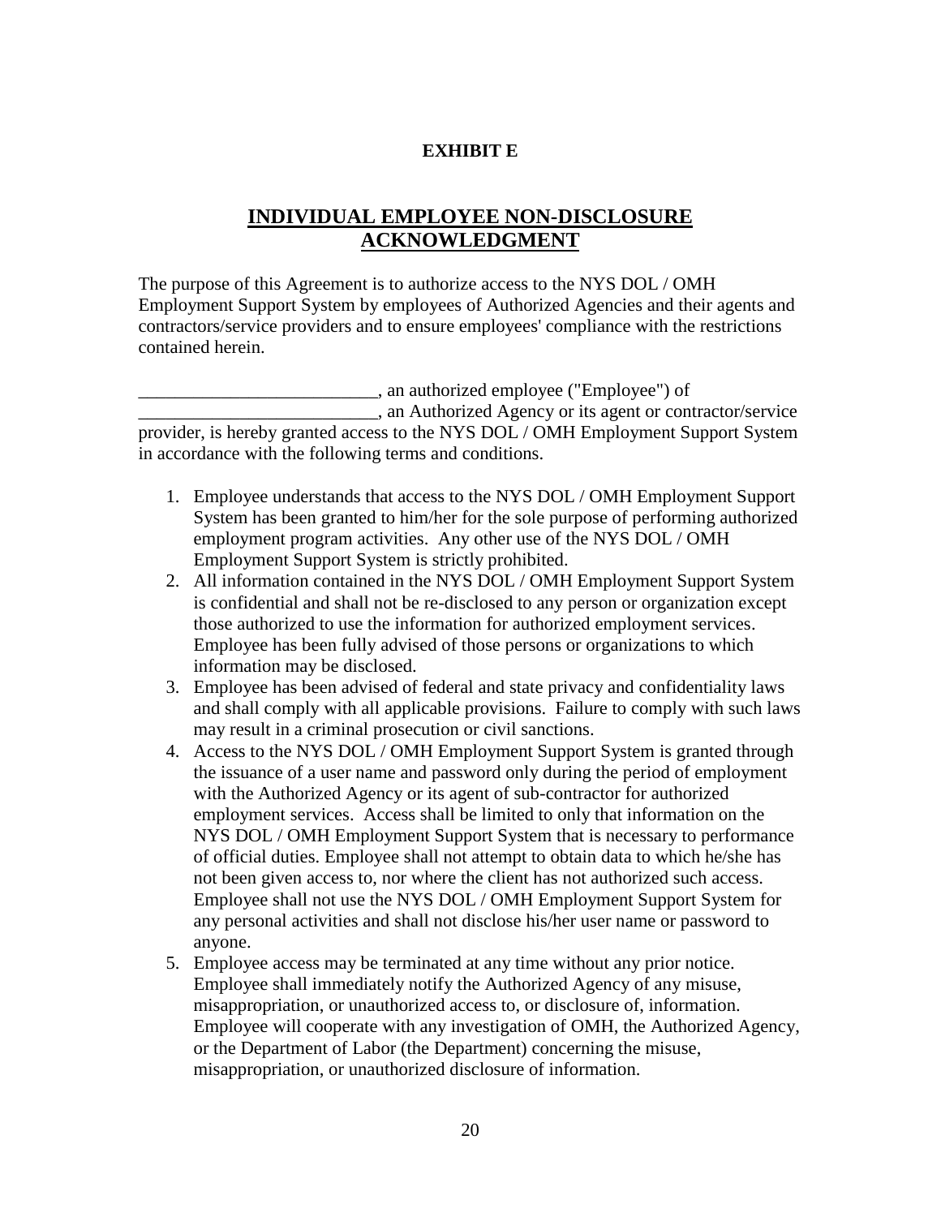**EXHIBIT E**

# INDIVIDUAL EMPLOYEE NON-DISCLOSURE ACKNOWLEDGMENT

The purpose of this Agreement is to authorize access to the NYS DOL / OMH Employment Support System by employees of Authorized Agencies and their agents and contractors/service providers and to ensure employees' compliance with the restrictions contained herein.

__________________________, an authorized employee ("Employee") of __________________________, an Authorized Agency or its agent or contractor/service provider, is hereby granted access to the NYS DOL / OMH Employment Support System in accordance with the following terms and conditions.

1. Employee understands that access to the NYS DOL / OMH Employment Support System has been granted to him/her for the sole purpose of performing authorized employment program activities. Any other use of the NYS DOL / OMH Employment Support System is strictly prohibited.
2. All information contained in the NYS DOL / OMH Employment Support System is confidential and shall not be re-disclosed to any person or organization except those authorized to use the information for authorized employment services. Employee has been fully advised of those persons or organizations to which information may be disclosed.
3. Employee has been advised of federal and state privacy and confidentiality laws and shall comply with all applicable provisions. Failure to comply with such laws may result in a criminal prosecution or civil sanctions.
4. Access to the NYS DOL / OMH Employment Support System is granted through the issuance of a user name and password only during the period of employment with the Authorized Agency or its agent of sub-contractor for authorized employment services. Access shall be limited to only that information on the NYS DOL / OMH Employment Support System that is necessary to performance of official duties. Employee shall not attempt to obtain data to which he/she has not been given access to, nor where the client has not authorized such access. Employee shall not use the NYS DOL / OMH Employment Support System for any personal activities and shall not disclose his/her user name or password to anyone.
5. Employee access may be terminated at any time without any prior notice. Employee shall immediately notify the Authorized Agency of any misuse, misappropriation, or unauthorized access to, or disclosure of, information. Employee will cooperate with any investigation of OMH, the Authorized Agency, or the Department of Labor (the Department) concerning the misuse, misappropriation, or unauthorized disclosure of information.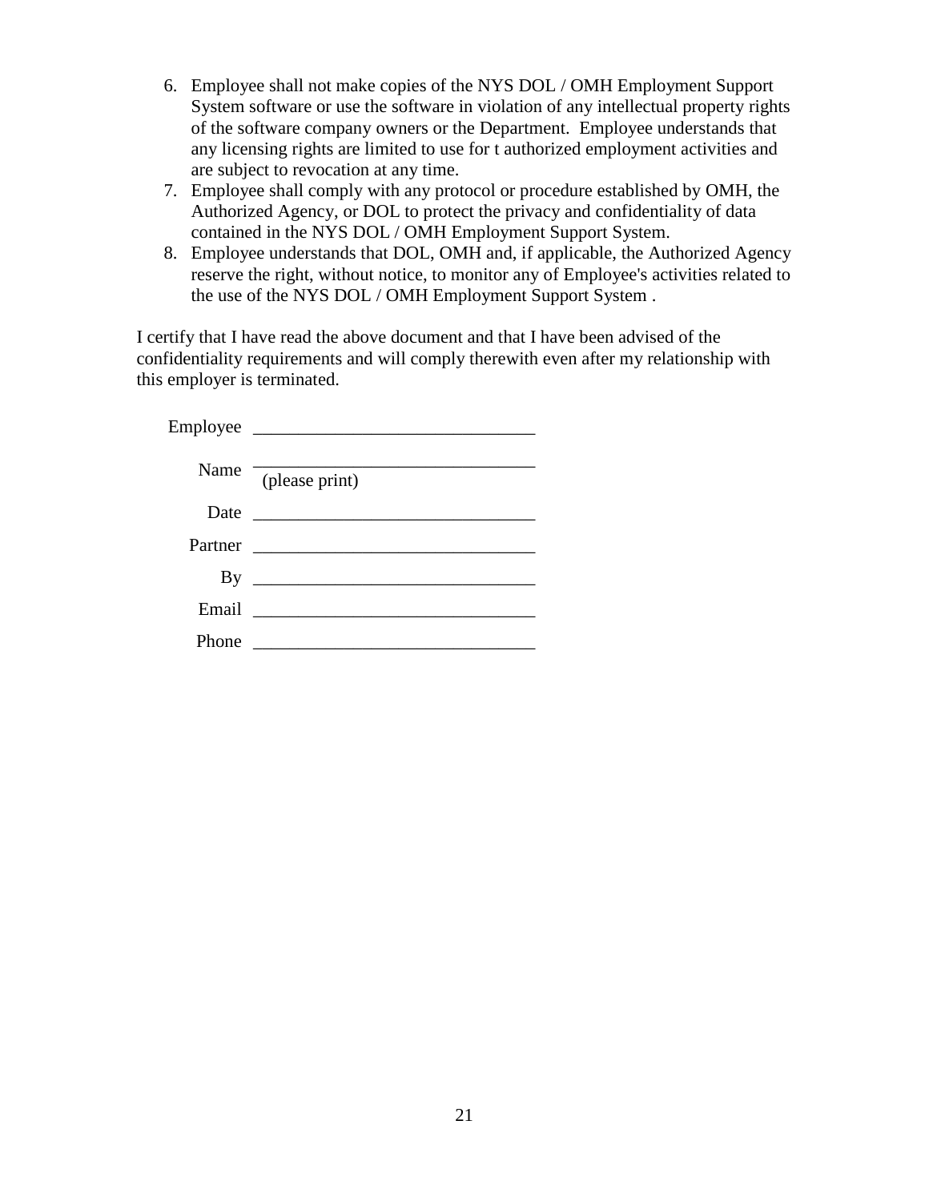6. Employee shall not make copies of the NYS DOL / OMH Employment Support System software or use the software in violation of any intellectual property rights of the software company owners or the Department. Employee understands that any licensing rights are limited to use for t authorized employment activities and are subject to revocation at any time.
7. Employee shall comply with any protocol or procedure established by OMH, the Authorized Agency, or DOL to protect the privacy and confidentiality of data contained in the NYS DOL / OMH Employment Support System.
8. Employee understands that DOL, OMH and, if applicable, the Authorized Agency reserve the right, without notice, to monitor any of Employee's activities related to the use of the NYS DOL / OMH Employment Support System .

I certify that I have read the above document and that I have been advised of the confidentiality requirements and will comply therewith even after my relationship with this employer is terminated.

Employee _______________________________

Name _______________________________
(please print)

Date _______________________________

Partner _______________________________

By _______________________________

Email _______________________________

Phone _______________________________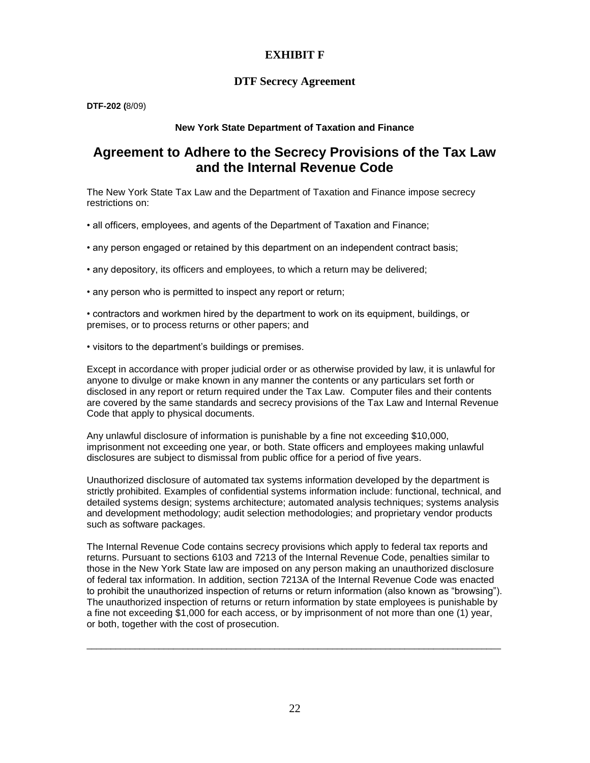# EXHIBIT F

## DTF Secrecy Agreement

**DTF-202 (**8/09)

**New York State Department of Taxation and Finance**

# Agreement to Adhere to the Secrecy Provisions of the Tax Law and the Internal Revenue Code

The New York State Tax Law and the Department of Taxation and Finance impose secrecy restrictions on:

- all officers, employees, and agents of the Department of Taxation and Finance;
- any person engaged or retained by this department on an independent contract basis;
- any depository, its officers and employees, to which a return may be delivered;
- any person who is permitted to inspect any report or return;
- contractors and workmen hired by the department to work on its equipment, buildings, or premises, or to process returns or other papers; and
- visitors to the department's buildings or premises.

Except in accordance with proper judicial order or as otherwise provided by law, it is unlawful for anyone to divulge or make known in any manner the contents or any particulars set forth or disclosed in any report or return required under the Tax Law. Computer files and their contents are covered by the same standards and secrecy provisions of the Tax Law and Internal Revenue Code that apply to physical documents.

Any unlawful disclosure of information is punishable by a fine not exceeding $10,000, imprisonment not exceeding one year, or both. State officers and employees making unlawful disclosures are subject to dismissal from public office for a period of five years.

Unauthorized disclosure of automated tax systems information developed by the department is strictly prohibited. Examples of confidential systems information include: functional, technical, and detailed systems design; systems architecture; automated analysis techniques; systems analysis and development methodology; audit selection methodologies; and proprietary vendor products such as software packages.

The Internal Revenue Code contains secrecy provisions which apply to federal tax reports and returns. Pursuant to sections 6103 and 7213 of the Internal Revenue Code, penalties similar to those in the New York State law are imposed on any person making an unauthorized disclosure of federal tax information. In addition, section 7213A of the Internal Revenue Code was enacted to prohibit the unauthorized inspection of returns or return information (also known as "browsing"). The unauthorized inspection of returns or return information by state employees is punishable by a fine not exceeding $1,000 for each access, or by imprisonment of not more than one (1) year, or both, together with the cost of prosecution.

---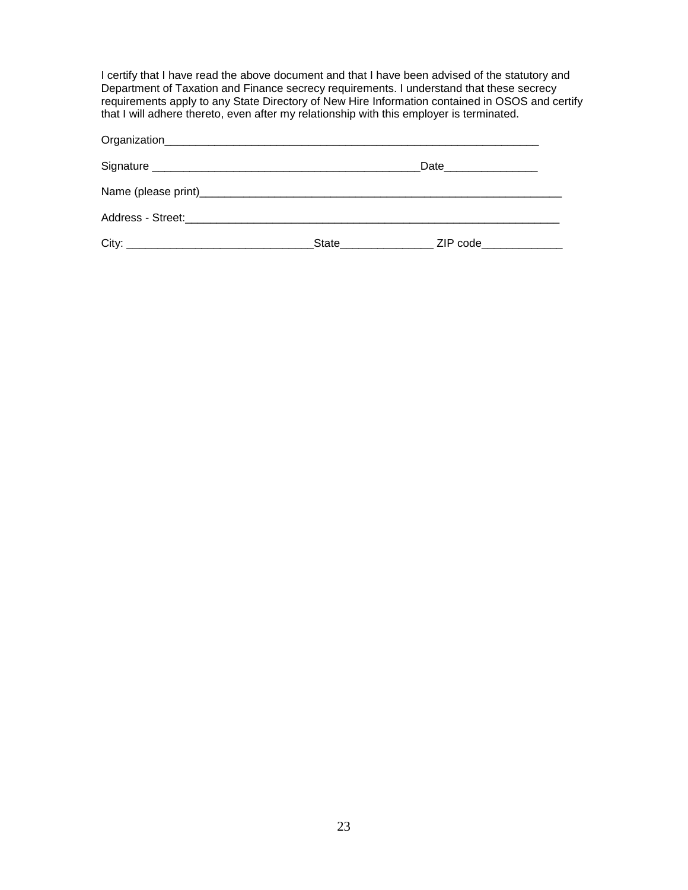I certify that I have read the above document and that I have been advised of the statutory and Department of Taxation and Finance secrecy requirements. I understand that these secrecy requirements apply to any State Directory of New Hire Information contained in OSOS and certify that I will adhere thereto, even after my relationship with this employer is terminated.

Organization_______________________________________________________________

Signature ________________________________________________Date________________

Name (please print)_________________________________________________________________

Address - Street:_________________________________________________________________

City: _________________________________State________________ ZIP code______________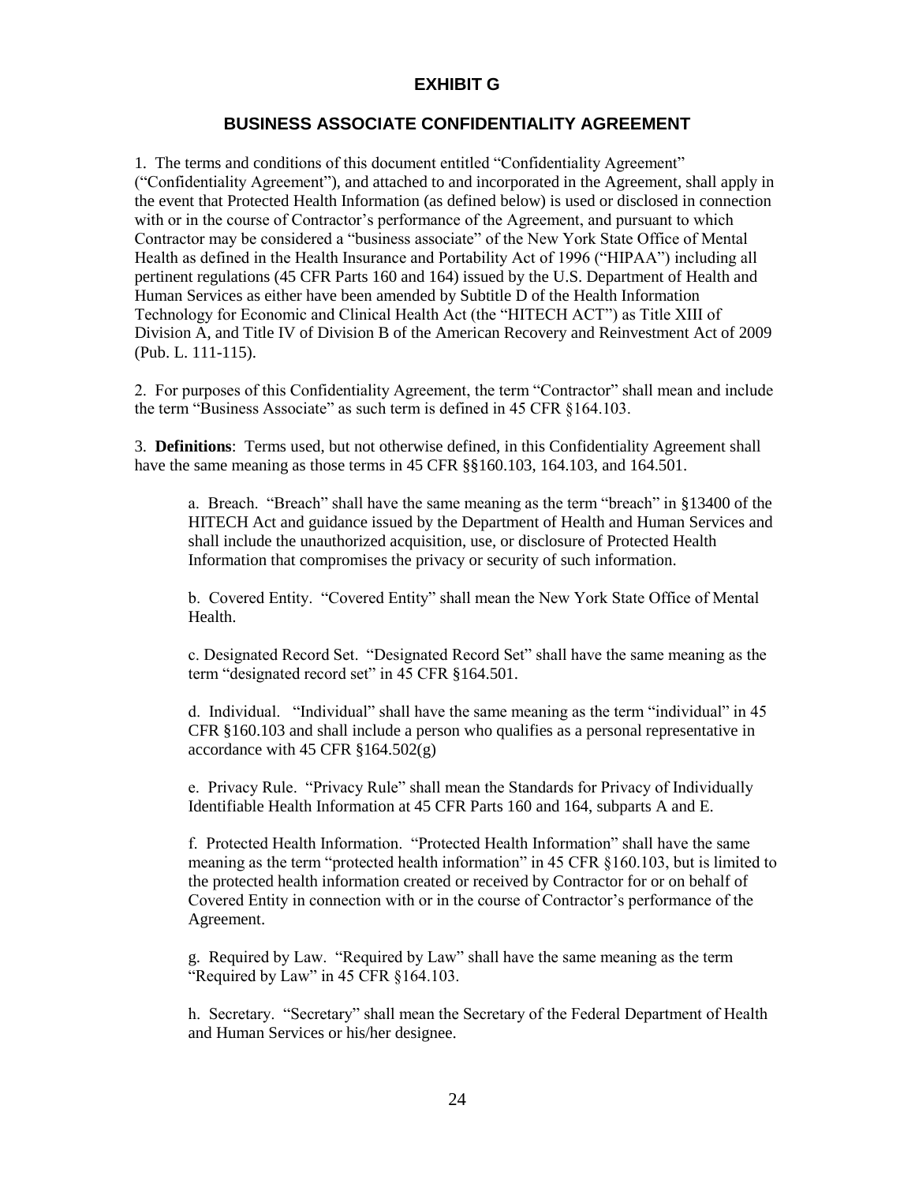# EXHIBIT G

## BUSINESS ASSOCIATE CONFIDENTIALITY AGREEMENT

1. The terms and conditions of this document entitled "Confidentiality Agreement" ("Confidentiality Agreement"), and attached to and incorporated in the Agreement, shall apply in the event that Protected Health Information (as defined below) is used or disclosed in connection with or in the course of Contractor's performance of the Agreement, and pursuant to which Contractor may be considered a "business associate" of the New York State Office of Mental Health as defined in the Health Insurance and Portability Act of 1996 ("HIPAA") including all pertinent regulations (45 CFR Parts 160 and 164) issued by the U.S. Department of Health and Human Services as either have been amended by Subtitle D of the Health Information Technology for Economic and Clinical Health Act (the "HITECH ACT") as Title XIII of Division A, and Title IV of Division B of the American Recovery and Reinvestment Act of 2009 (Pub. L. 111-115).

2. For purposes of this Confidentiality Agreement, the term "Contractor" shall mean and include the term "Business Associate" as such term is defined in 45 CFR §164.103.

3. **Definitions**: Terms used, but not otherwise defined, in this Confidentiality Agreement shall have the same meaning as those terms in 45 CFR §§160.103, 164.103, and 164.501.

a. Breach. "Breach" shall have the same meaning as the term "breach" in §13400 of the HITECH Act and guidance issued by the Department of Health and Human Services and shall include the unauthorized acquisition, use, or disclosure of Protected Health Information that compromises the privacy or security of such information.

b. Covered Entity. "Covered Entity" shall mean the New York State Office of Mental Health.

c. Designated Record Set. "Designated Record Set" shall have the same meaning as the term "designated record set" in 45 CFR §164.501.

d. Individual. "Individual" shall have the same meaning as the term "individual" in 45 CFR §160.103 and shall include a person who qualifies as a personal representative in accordance with 45 CFR §164.502(g)

e. Privacy Rule. "Privacy Rule" shall mean the Standards for Privacy of Individually Identifiable Health Information at 45 CFR Parts 160 and 164, subparts A and E.

f. Protected Health Information. "Protected Health Information" shall have the same meaning as the term "protected health information" in 45 CFR §160.103, but is limited to the protected health information created or received by Contractor for or on behalf of Covered Entity in connection with or in the course of Contractor's performance of the Agreement.

g. Required by Law. "Required by Law" shall have the same meaning as the term "Required by Law" in 45 CFR §164.103.

h. Secretary. "Secretary" shall mean the Secretary of the Federal Department of Health and Human Services or his/her designee.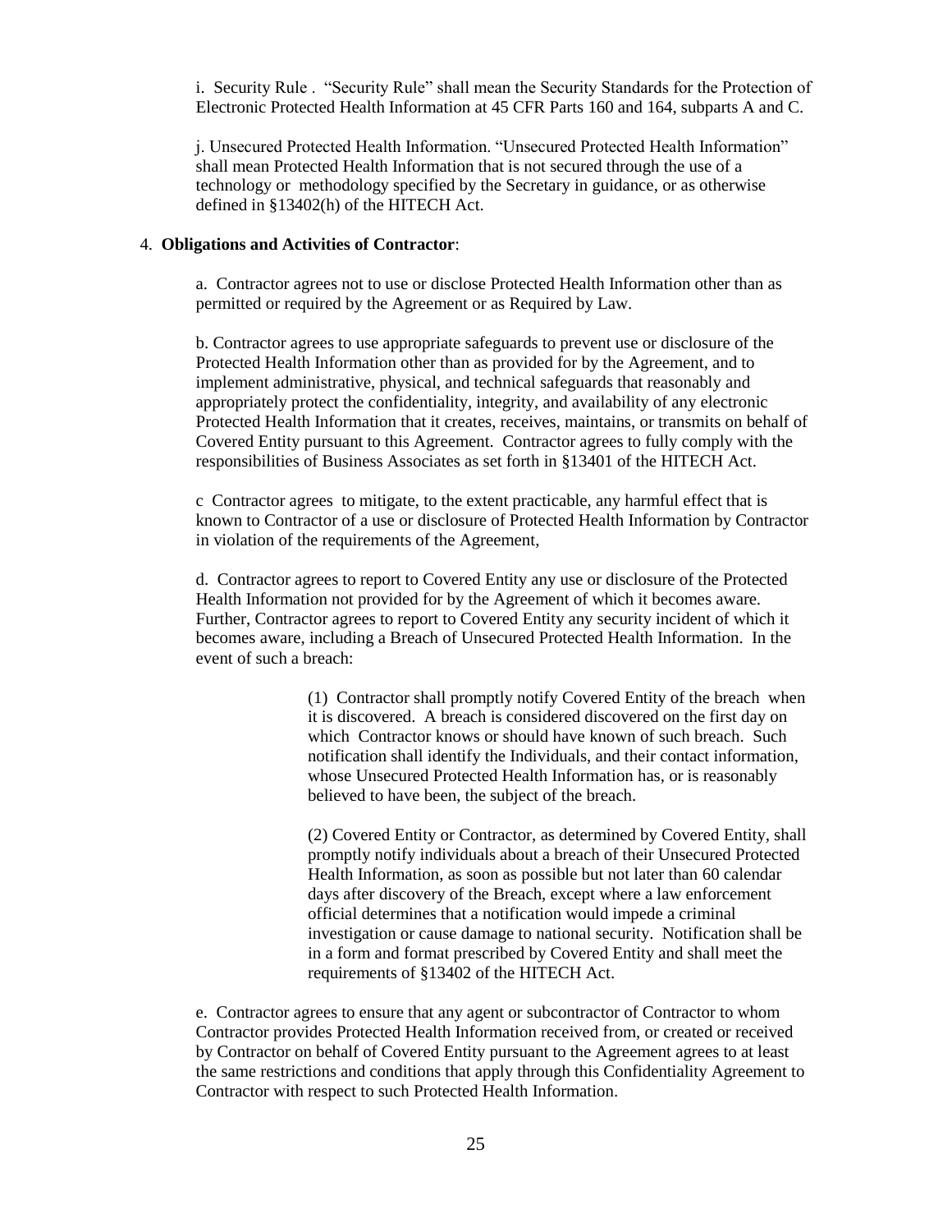i. Security Rule . "Security Rule" shall mean the Security Standards for the Protection of Electronic Protected Health Information at 45 CFR Parts 160 and 164, subparts A and C.

j. Unsecured Protected Health Information. "Unsecured Protected Health Information" shall mean Protected Health Information that is not secured through the use of a technology or methodology specified by the Secretary in guidance, or as otherwise defined in §13402(h) of the HITECH Act.

4. **Obligations and Activities of Contractor**:

a. Contractor agrees not to use or disclose Protected Health Information other than as permitted or required by the Agreement or as Required by Law.

b. Contractor agrees to use appropriate safeguards to prevent use or disclosure of the Protected Health Information other than as provided for by the Agreement, and to implement administrative, physical, and technical safeguards that reasonably and appropriately protect the confidentiality, integrity, and availability of any electronic Protected Health Information that it creates, receives, maintains, or transmits on behalf of Covered Entity pursuant to this Agreement. Contractor agrees to fully comply with the responsibilities of Business Associates as set forth in §13401 of the HITECH Act.

c Contractor agrees to mitigate, to the extent practicable, any harmful effect that is known to Contractor of a use or disclosure of Protected Health Information by Contractor in violation of the requirements of the Agreement,

d. Contractor agrees to report to Covered Entity any use or disclosure of the Protected Health Information not provided for by the Agreement of which it becomes aware. Further, Contractor agrees to report to Covered Entity any security incident of which it becomes aware, including a Breach of Unsecured Protected Health Information. In the event of such a breach:

(1) Contractor shall promptly notify Covered Entity of the breach when it is discovered. A breach is considered discovered on the first day on which Contractor knows or should have known of such breach. Such notification shall identify the Individuals, and their contact information, whose Unsecured Protected Health Information has, or is reasonably believed to have been, the subject of the breach.

(2) Covered Entity or Contractor, as determined by Covered Entity, shall promptly notify individuals about a breach of their Unsecured Protected Health Information, as soon as possible but not later than 60 calendar days after discovery of the Breach, except where a law enforcement official determines that a notification would impede a criminal investigation or cause damage to national security. Notification shall be in a form and format prescribed by Covered Entity and shall meet the requirements of §13402 of the HITECH Act.

e. Contractor agrees to ensure that any agent or subcontractor of Contractor to whom Contractor provides Protected Health Information received from, or created or received by Contractor on behalf of Covered Entity pursuant to the Agreement agrees to at least the same restrictions and conditions that apply through this Confidentiality Agreement to Contractor with respect to such Protected Health Information.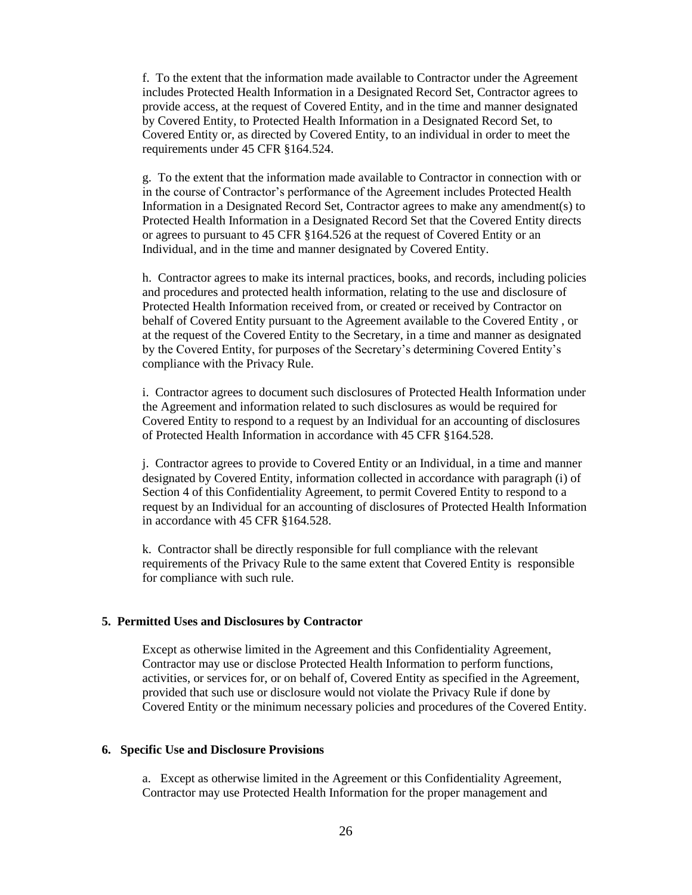f. To the extent that the information made available to Contractor under the Agreement includes Protected Health Information in a Designated Record Set, Contractor agrees to provide access, at the request of Covered Entity, and in the time and manner designated by Covered Entity, to Protected Health Information in a Designated Record Set, to Covered Entity or, as directed by Covered Entity, to an individual in order to meet the requirements under 45 CFR §164.524.

g. To the extent that the information made available to Contractor in connection with or in the course of Contractor's performance of the Agreement includes Protected Health Information in a Designated Record Set, Contractor agrees to make any amendment(s) to Protected Health Information in a Designated Record Set that the Covered Entity directs or agrees to pursuant to 45 CFR §164.526 at the request of Covered Entity or an Individual, and in the time and manner designated by Covered Entity.

h. Contractor agrees to make its internal practices, books, and records, including policies and procedures and protected health information, relating to the use and disclosure of Protected Health Information received from, or created or received by Contractor on behalf of Covered Entity pursuant to the Agreement available to the Covered Entity , or at the request of the Covered Entity to the Secretary, in a time and manner as designated by the Covered Entity, for purposes of the Secretary's determining Covered Entity's compliance with the Privacy Rule.

i. Contractor agrees to document such disclosures of Protected Health Information under the Agreement and information related to such disclosures as would be required for Covered Entity to respond to a request by an Individual for an accounting of disclosures of Protected Health Information in accordance with 45 CFR §164.528.

j. Contractor agrees to provide to Covered Entity or an Individual, in a time and manner designated by Covered Entity, information collected in accordance with paragraph (i) of Section 4 of this Confidentiality Agreement, to permit Covered Entity to respond to a request by an Individual for an accounting of disclosures of Protected Health Information in accordance with 45 CFR §164.528.

k. Contractor shall be directly responsible for full compliance with the relevant requirements of the Privacy Rule to the same extent that Covered Entity is responsible for compliance with such rule.

**5. Permitted Uses and Disclosures by Contractor**

Except as otherwise limited in the Agreement and this Confidentiality Agreement, Contractor may use or disclose Protected Health Information to perform functions, activities, or services for, or on behalf of, Covered Entity as specified in the Agreement, provided that such use or disclosure would not violate the Privacy Rule if done by Covered Entity or the minimum necessary policies and procedures of the Covered Entity.

**6. Specific Use and Disclosure Provisions**

a. Except as otherwise limited in the Agreement or this Confidentiality Agreement, Contractor may use Protected Health Information for the proper management and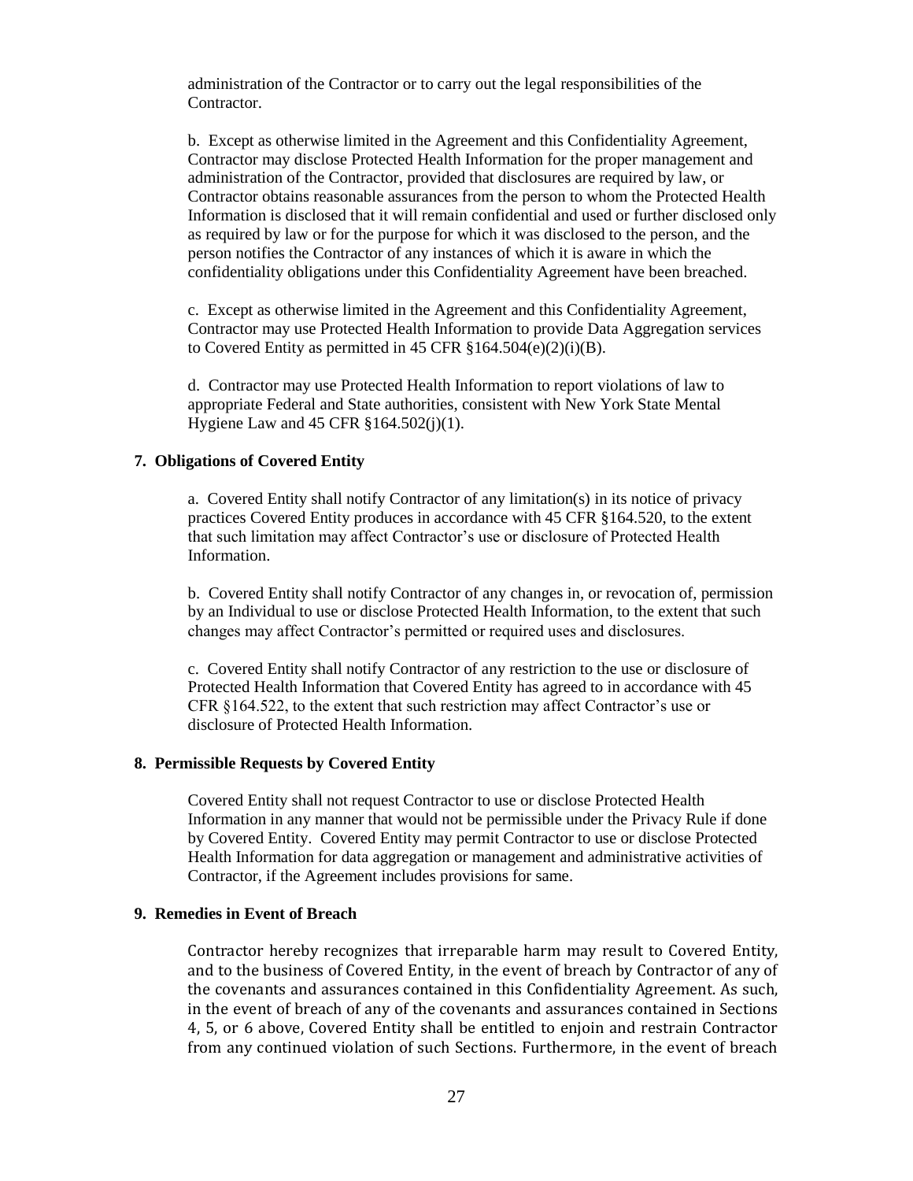administration of the Contractor or to carry out the legal responsibilities of the Contractor.

b. Except as otherwise limited in the Agreement and this Confidentiality Agreement, Contractor may disclose Protected Health Information for the proper management and administration of the Contractor, provided that disclosures are required by law, or Contractor obtains reasonable assurances from the person to whom the Protected Health Information is disclosed that it will remain confidential and used or further disclosed only as required by law or for the purpose for which it was disclosed to the person, and the person notifies the Contractor of any instances of which it is aware in which the confidentiality obligations under this Confidentiality Agreement have been breached.

c. Except as otherwise limited in the Agreement and this Confidentiality Agreement, Contractor may use Protected Health Information to provide Data Aggregation services to Covered Entity as permitted in 45 CFR §164.504(e)(2)(i)(B).

d. Contractor may use Protected Health Information to report violations of law to appropriate Federal and State authorities, consistent with New York State Mental Hygiene Law and 45 CFR §164.502(j)(1).

**7. Obligations of Covered Entity**

a. Covered Entity shall notify Contractor of any limitation(s) in its notice of privacy practices Covered Entity produces in accordance with 45 CFR §164.520, to the extent that such limitation may affect Contractor's use or disclosure of Protected Health Information.

b. Covered Entity shall notify Contractor of any changes in, or revocation of, permission by an Individual to use or disclose Protected Health Information, to the extent that such changes may affect Contractor's permitted or required uses and disclosures.

c. Covered Entity shall notify Contractor of any restriction to the use or disclosure of Protected Health Information that Covered Entity has agreed to in accordance with 45 CFR §164.522, to the extent that such restriction may affect Contractor's use or disclosure of Protected Health Information.

**8. Permissible Requests by Covered Entity**

Covered Entity shall not request Contractor to use or disclose Protected Health Information in any manner that would not be permissible under the Privacy Rule if done by Covered Entity. Covered Entity may permit Contractor to use or disclose Protected Health Information for data aggregation or management and administrative activities of Contractor, if the Agreement includes provisions for same.

**9. Remedies in Event of Breach**

Contractor hereby recognizes that irreparable harm may result to Covered Entity, and to the business of Covered Entity, in the event of breach by Contractor of any of the covenants and assurances contained in this Confidentiality Agreement. As such, in the event of breach of any of the covenants and assurances contained in Sections 4, 5, or 6 above, Covered Entity shall be entitled to enjoin and restrain Contractor from any continued violation of such Sections. Furthermore, in the event of breach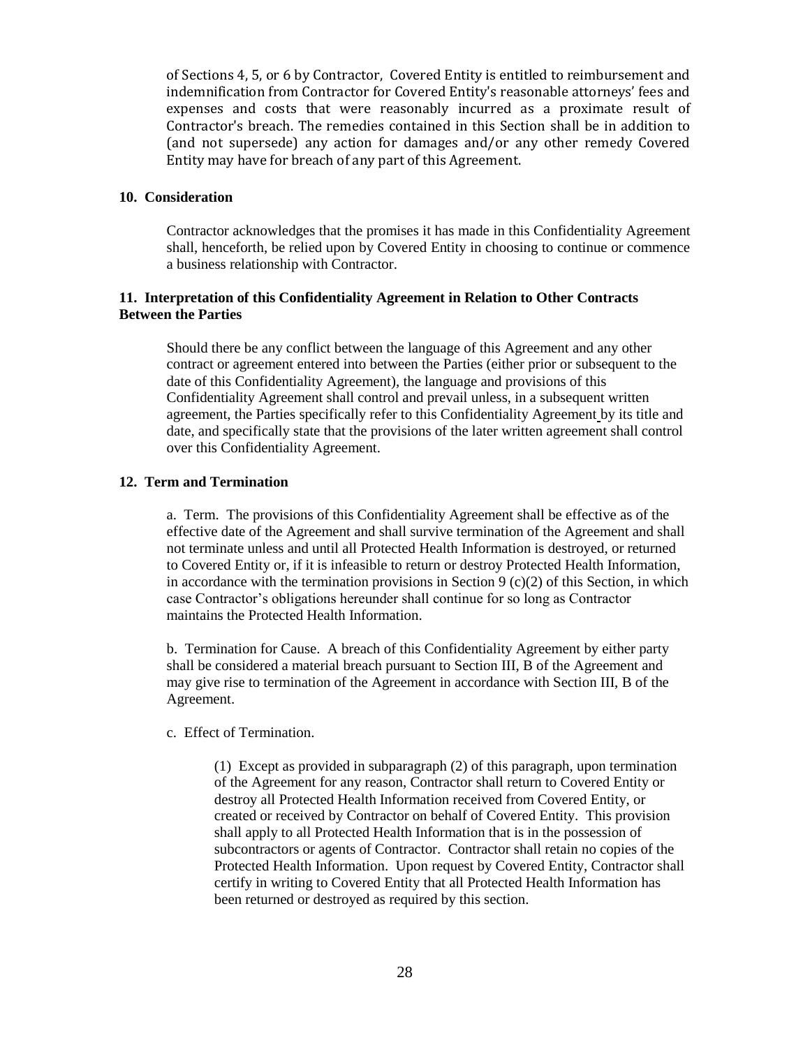of Sections 4, 5, or 6 by Contractor, Covered Entity is entitled to reimbursement and indemnification from Contractor for Covered Entity's reasonable attorneys' fees and expenses and costs that were reasonably incurred as a proximate result of Contractor's breach. The remedies contained in this Section shall be in addition to (and not supersede) any action for damages and/or any other remedy Covered Entity may have for breach of any part of this Agreement.

**10. Consideration**

Contractor acknowledges that the promises it has made in this Confidentiality Agreement shall, henceforth, be relied upon by Covered Entity in choosing to continue or commence a business relationship with Contractor.

**11. Interpretation of this Confidentiality Agreement in Relation to Other Contracts Between the Parties**

Should there be any conflict between the language of this Agreement and any other contract or agreement entered into between the Parties (either prior or subsequent to the date of this Confidentiality Agreement), the language and provisions of this Confidentiality Agreement shall control and prevail unless, in a subsequent written agreement, the Parties specifically refer to this Confidentiality Agreement by its title and date, and specifically state that the provisions of the later written agreement shall control over this Confidentiality Agreement.

**12. Term and Termination**

a. Term. The provisions of this Confidentiality Agreement shall be effective as of the effective date of the Agreement and shall survive termination of the Agreement and shall not terminate unless and until all Protected Health Information is destroyed, or returned to Covered Entity or, if it is infeasible to return or destroy Protected Health Information, in accordance with the termination provisions in Section 9 (c)(2) of this Section, in which case Contractor's obligations hereunder shall continue for so long as Contractor maintains the Protected Health Information.

b. Termination for Cause. A breach of this Confidentiality Agreement by either party shall be considered a material breach pursuant to Section III, B of the Agreement and may give rise to termination of the Agreement in accordance with Section III, B of the Agreement.

c. Effect of Termination.

(1) Except as provided in subparagraph (2) of this paragraph, upon termination of the Agreement for any reason, Contractor shall return to Covered Entity or destroy all Protected Health Information received from Covered Entity, or created or received by Contractor on behalf of Covered Entity. This provision shall apply to all Protected Health Information that is in the possession of subcontractors or agents of Contractor. Contractor shall retain no copies of the Protected Health Information. Upon request by Covered Entity, Contractor shall certify in writing to Covered Entity that all Protected Health Information has been returned or destroyed as required by this section.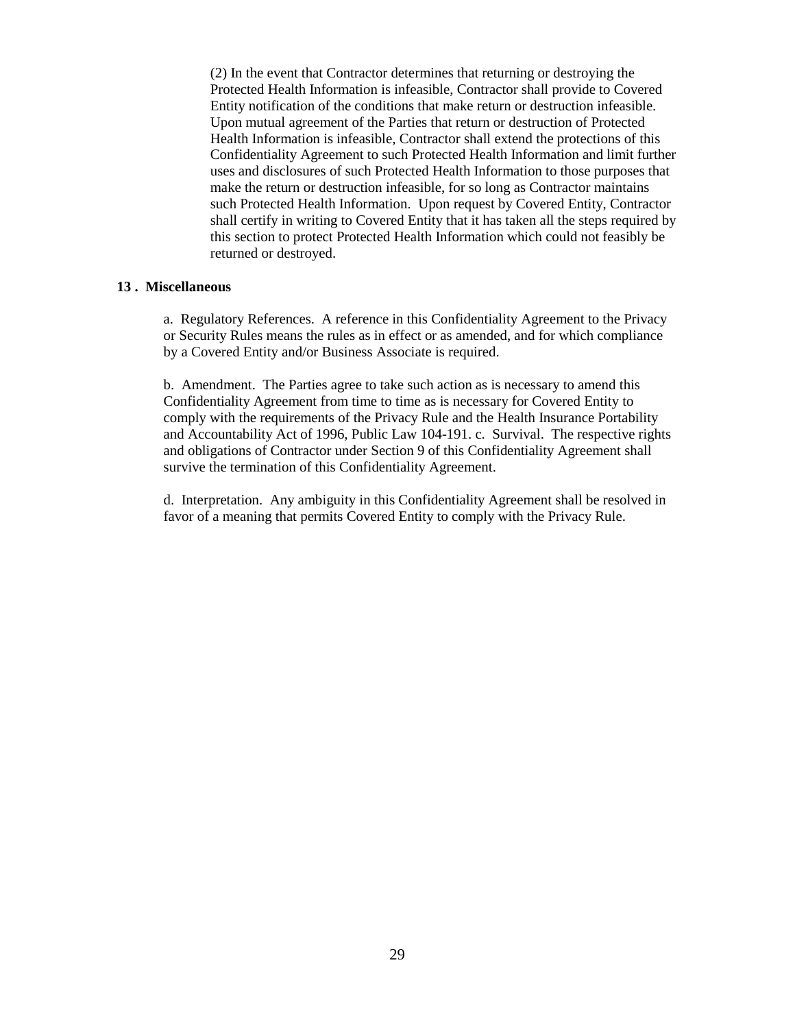(2) In the event that Contractor determines that returning or destroying the Protected Health Information is infeasible, Contractor shall provide to Covered Entity notification of the conditions that make return or destruction infeasible. Upon mutual agreement of the Parties that return or destruction of Protected Health Information is infeasible, Contractor shall extend the protections of this Confidentiality Agreement to such Protected Health Information and limit further uses and disclosures of such Protected Health Information to those purposes that make the return or destruction infeasible, for so long as Contractor maintains such Protected Health Information. Upon request by Covered Entity, Contractor shall certify in writing to Covered Entity that it has taken all the steps required by this section to protect Protected Health Information which could not feasibly be returned or destroyed.

**13 . Miscellaneous**

a. Regulatory References. A reference in this Confidentiality Agreement to the Privacy or Security Rules means the rules as in effect or as amended, and for which compliance by a Covered Entity and/or Business Associate is required.

b. Amendment. The Parties agree to take such action as is necessary to amend this Confidentiality Agreement from time to time as is necessary for Covered Entity to comply with the requirements of the Privacy Rule and the Health Insurance Portability and Accountability Act of 1996, Public Law 104-191. c. Survival. The respective rights and obligations of Contractor under Section 9 of this Confidentiality Agreement shall survive the termination of this Confidentiality Agreement.

d. Interpretation. Any ambiguity in this Confidentiality Agreement shall be resolved in favor of a meaning that permits Covered Entity to comply with the Privacy Rule.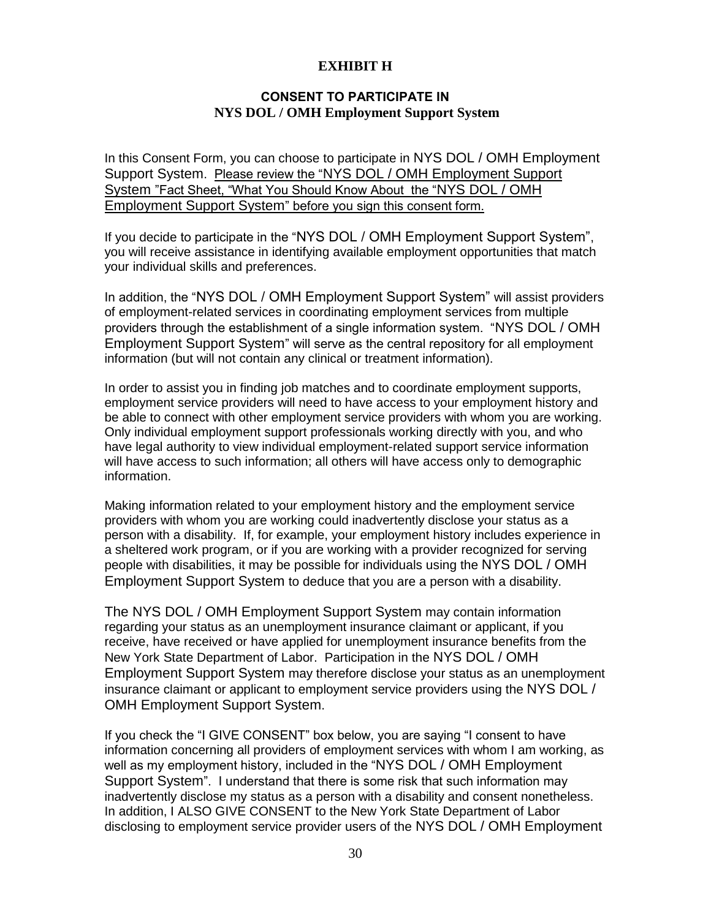# EXHIBIT H

## CONSENT TO PARTICIPATE IN NYS DOL / OMH Employment Support System

In this Consent Form, you can choose to participate in NYS DOL / OMH Employment Support System. Please review the "NYS DOL / OMH Employment Support System "Fact Sheet, "What You Should Know About the "NYS DOL / OMH Employment Support System" before you sign this consent form.

If you decide to participate in the "NYS DOL / OMH Employment Support System", you will receive assistance in identifying available employment opportunities that match your individual skills and preferences.

In addition, the "NYS DOL / OMH Employment Support System" will assist providers of employment-related services in coordinating employment services from multiple providers through the establishment of a single information system. "NYS DOL / OMH Employment Support System" will serve as the central repository for all employment information (but will not contain any clinical or treatment information).

In order to assist you in finding job matches and to coordinate employment supports, employment service providers will need to have access to your employment history and be able to connect with other employment service providers with whom you are working. Only individual employment support professionals working directly with you, and who have legal authority to view individual employment-related support service information will have access to such information; all others will have access only to demographic information.

Making information related to your employment history and the employment service providers with whom you are working could inadvertently disclose your status as a person with a disability. If, for example, your employment history includes experience in a sheltered work program, or if you are working with a provider recognized for serving people with disabilities, it may be possible for individuals using the NYS DOL / OMH Employment Support System to deduce that you are a person with a disability.

The NYS DOL / OMH Employment Support System may contain information regarding your status as an unemployment insurance claimant or applicant, if you receive, have received or have applied for unemployment insurance benefits from the New York State Department of Labor. Participation in the NYS DOL / OMH Employment Support System may therefore disclose your status as an unemployment insurance claimant or applicant to employment service providers using the NYS DOL / OMH Employment Support System.

If you check the "I GIVE CONSENT" box below, you are saying "I consent to have information concerning all providers of employment services with whom I am working, as well as my employment history, included in the "NYS DOL / OMH Employment Support System". I understand that there is some risk that such information may inadvertently disclose my status as a person with a disability and consent nonetheless. In addition, I ALSO GIVE CONSENT to the New York State Department of Labor disclosing to employment service provider users of the NYS DOL / OMH Employment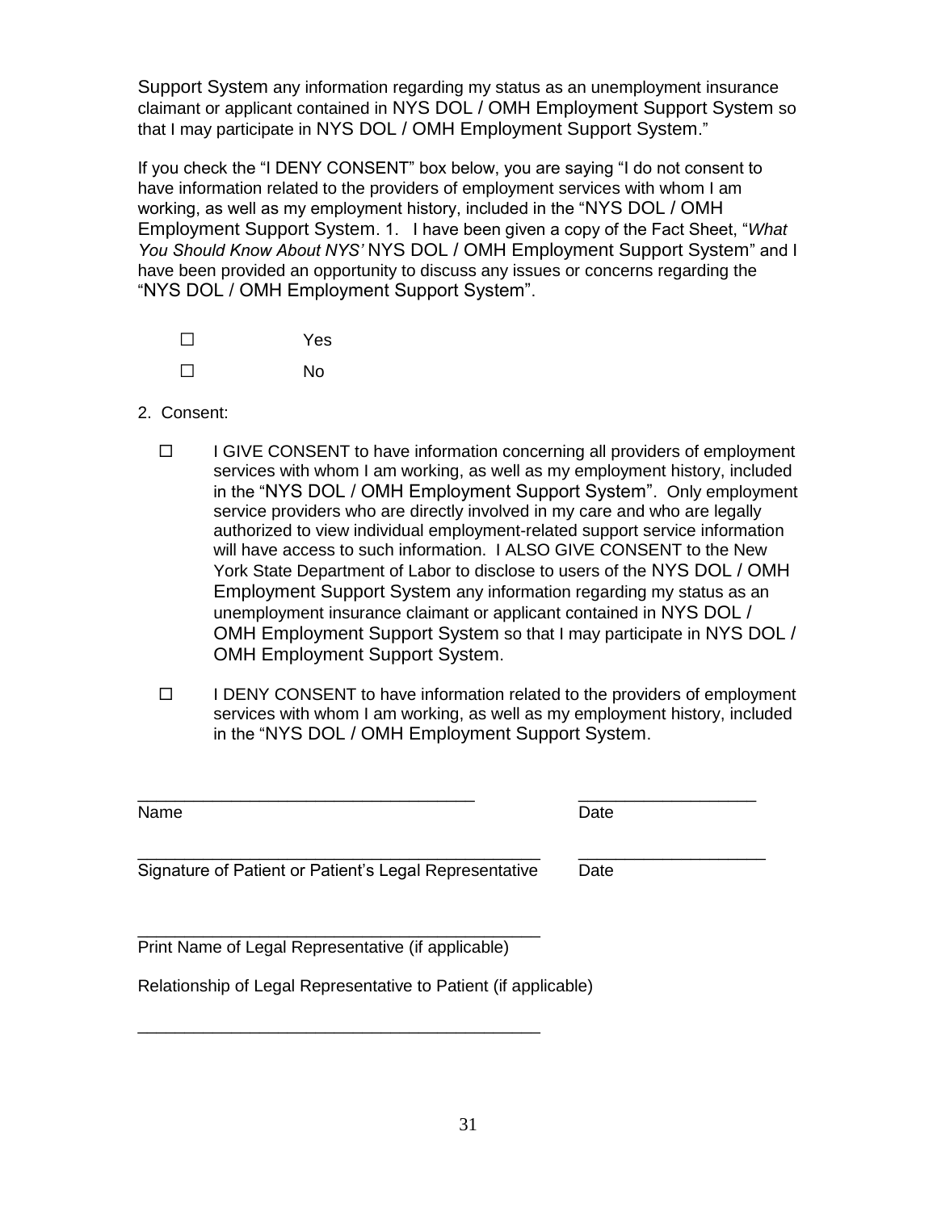Support System any information regarding my status as an unemployment insurance claimant or applicant contained in NYS DOL / OMH Employment Support System so that I may participate in NYS DOL / OMH Employment Support System."

If you check the "I DENY CONSENT" box below, you are saying "I do not consent to have information related to the providers of employment services with whom I am working, as well as my employment history, included in the "NYS DOL / OMH Employment Support System. 1. I have been given a copy of the Fact Sheet, "*What You Should Know About NYS'* NYS DOL / OMH Employment Support System" and I have been provided an opportunity to discuss any issues or concerns regarding the "NYS DOL / OMH Employment Support System".

☐ Yes

☐ No

2. Consent:

☐ I GIVE CONSENT to have information concerning all providers of employment services with whom I am working, as well as my employment history, included in the "NYS DOL / OMH Employment Support System". Only employment service providers who are directly involved in my care and who are legally authorized to view individual employment-related support service information will have access to such information. I ALSO GIVE CONSENT to the New York State Department of Labor to disclose to users of the NYS DOL / OMH Employment Support System any information regarding my status as an unemployment insurance claimant or applicant contained in NYS DOL / OMH Employment Support System so that I may participate in NYS DOL / OMH Employment Support System.

☐ I DENY CONSENT to have information related to the providers of employment services with whom I am working, as well as my employment history, included in the "NYS DOL / OMH Employment Support System.

___________________________________ ___________________

Name Date

___________________________________________ ____________________

Signature of Patient or Patient's Legal Representative Date

___________________________________________

Print Name of Legal Representative (if applicable)

Relationship of Legal Representative to Patient (if applicable)

___________________________________________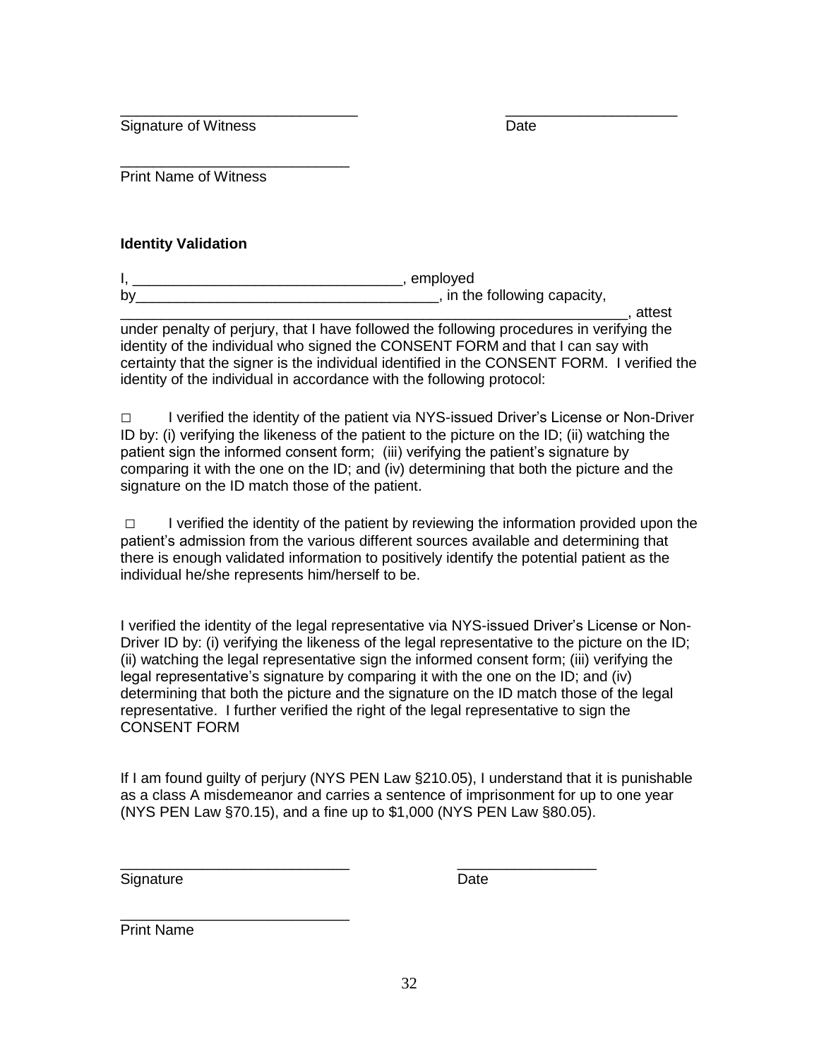\_\_\_\_\_\_\_\_\_\_\_\_\_\_\_\_\_\_\_\_\_\_\_\_\_\_\_\_\_\_ \_\_\_\_\_\_\_\_\_\_\_\_\_\_\_\_\_\_\_\_\_\_
Signature of Witness Date

\_\_\_\_\_\_\_\_\_\_\_\_\_\_\_\_\_\_\_\_\_\_\_\_\_\_\_\_\_
Print Name of Witness

**Identity Validation**

I, \_\_\_\_\_\_\_\_\_\_\_\_\_\_\_\_\_\_\_\_\_\_\_\_\_\_\_\_\_\_\_\_\_\_, employed by\_\_\_\_\_\_\_\_\_\_\_\_\_\_\_\_\_\_\_\_\_\_\_\_\_\_\_\_\_\_\_\_\_\_\_\_\_\_, in the following capacity, \_\_\_\_\_\_\_\_\_\_\_\_\_\_\_\_\_\_\_\_\_\_\_\_\_\_\_\_\_\_\_\_\_\_\_\_\_\_\_\_\_\_\_\_\_\_\_\_\_\_\_\_\_\_\_\_\_\_\_\_\_\_\_\_, attest under penalty of perjury, that I have followed the following procedures in verifying the identity of the individual who signed the CONSENT FORM and that I can say with certainty that the signer is the individual identified in the CONSENT FORM. I verified the identity of the individual in accordance with the following protocol:

□ I verified the identity of the patient via NYS-issued Driver's License or Non-Driver ID by: (i) verifying the likeness of the patient to the picture on the ID; (ii) watching the patient sign the informed consent form; (iii) verifying the patient's signature by comparing it with the one on the ID; and (iv) determining that both the picture and the signature on the ID match those of the patient.

□ I verified the identity of the patient by reviewing the information provided upon the patient's admission from the various different sources available and determining that there is enough validated information to positively identify the potential patient as the individual he/she represents him/herself to be.

I verified the identity of the legal representative via NYS-issued Driver's License or Non-Driver ID by: (i) verifying the likeness of the legal representative to the picture on the ID; (ii) watching the legal representative sign the informed consent form; (iii) verifying the legal representative's signature by comparing it with the one on the ID; and (iv) determining that both the picture and the signature on the ID match those of the legal representative. I further verified the right of the legal representative to sign the CONSENT FORM

If I am found guilty of perjury (NYS PEN Law §210.05), I understand that it is punishable as a class A misdemeanor and carries a sentence of imprisonment for up to one year (NYS PEN Law §70.15), and a fine up to $1,000 (NYS PEN Law §80.05).

\_\_\_\_\_\_\_\_\_\_\_\_\_\_\_\_\_\_\_\_\_\_\_\_\_\_\_\_\_ \_\_\_\_\_\_\_\_\_\_\_\_\_\_\_\_\_\_
Signature Date

\_\_\_\_\_\_\_\_\_\_\_\_\_\_\_\_\_\_\_\_\_\_\_\_\_\_\_\_\_
Print Name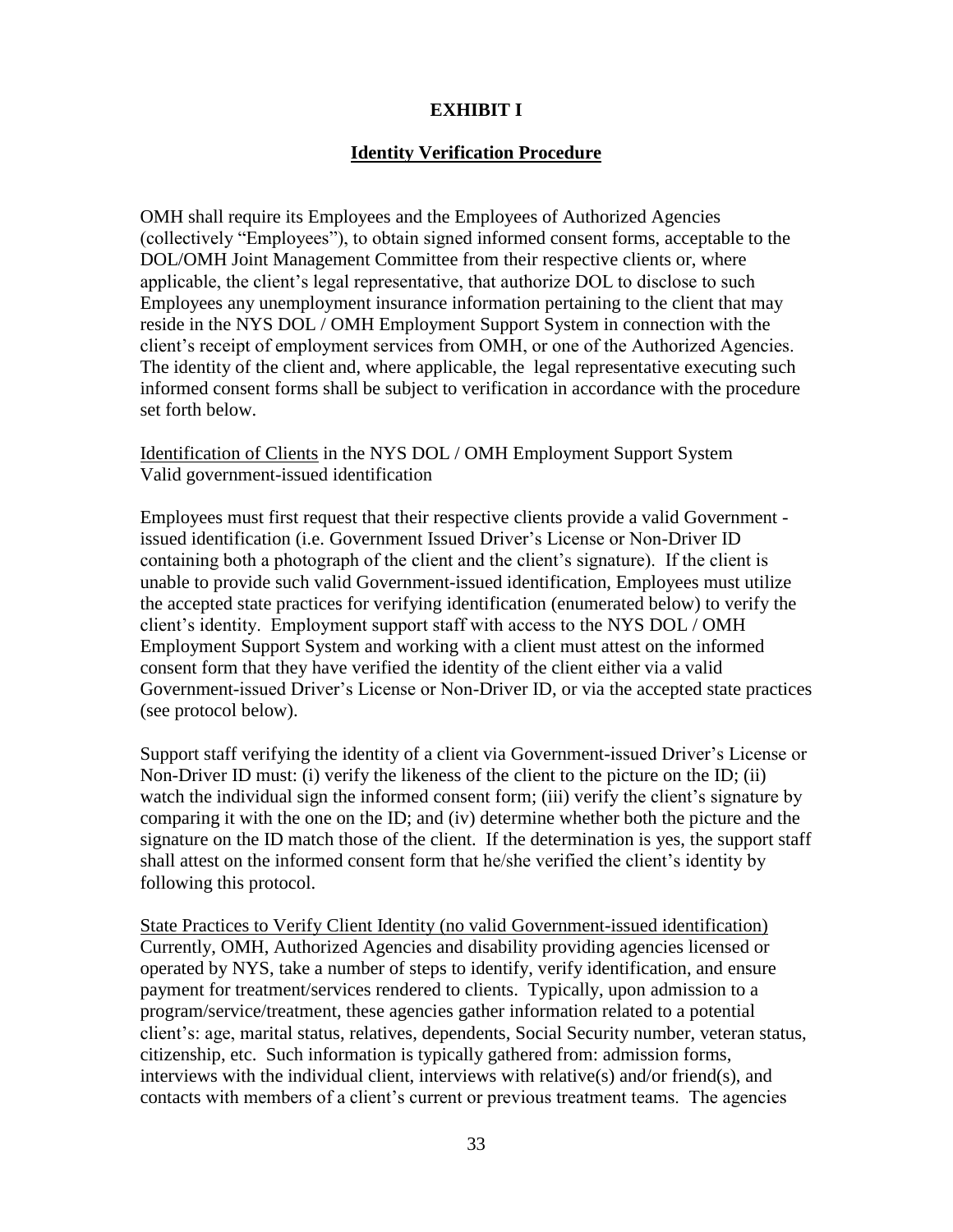## EXHIBIT I

## Identity Verification Procedure

OMH shall require its Employees and the Employees of Authorized Agencies (collectively "Employees"), to obtain signed informed consent forms, acceptable to the DOL/OMH Joint Management Committee from their respective clients or, where applicable, the client's legal representative, that authorize DOL to disclose to such Employees any unemployment insurance information pertaining to the client that may reside in the NYS DOL / OMH Employment Support System in connection with the client's receipt of employment services from OMH, or one of the Authorized Agencies. The identity of the client and, where applicable, the legal representative executing such informed consent forms shall be subject to verification in accordance with the procedure set forth below.

<u>Identification of Clients</u> in the NYS DOL / OMH Employment Support System
Valid government-issued identification

Employees must first request that their respective clients provide a valid Government - issued identification (i.e. Government Issued Driver's License or Non-Driver ID containing both a photograph of the client and the client's signature). If the client is unable to provide such valid Government-issued identification, Employees must utilize the accepted state practices for verifying identification (enumerated below) to verify the client's identity. Employment support staff with access to the NYS DOL / OMH Employment Support System and working with a client must attest on the informed consent form that they have verified the identity of the client either via a valid Government-issued Driver's License or Non-Driver ID, or via the accepted state practices (see protocol below).

Support staff verifying the identity of a client via Government-issued Driver's License or Non-Driver ID must: (i) verify the likeness of the client to the picture on the ID; (ii) watch the individual sign the informed consent form; (iii) verify the client's signature by comparing it with the one on the ID; and (iv) determine whether both the picture and the signature on the ID match those of the client. If the determination is yes, the support staff shall attest on the informed consent form that he/she verified the client's identity by following this protocol.

<u>State Practices to Verify Client Identity (no valid Government-issued identification)</u>
Currently, OMH, Authorized Agencies and disability providing agencies licensed or operated by NYS, take a number of steps to identify, verify identification, and ensure payment for treatment/services rendered to clients. Typically, upon admission to a program/service/treatment, these agencies gather information related to a potential client's: age, marital status, relatives, dependents, Social Security number, veteran status, citizenship, etc. Such information is typically gathered from: admission forms, interviews with the individual client, interviews with relative(s) and/or friend(s), and contacts with members of a client's current or previous treatment teams. The agencies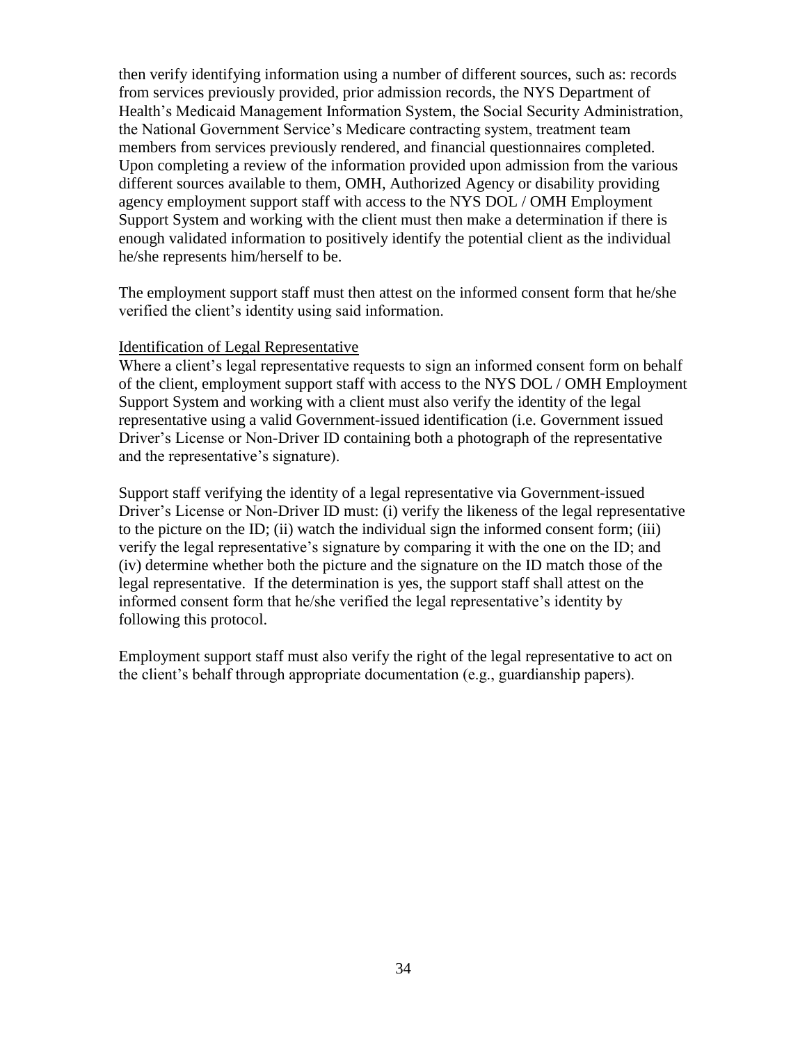then verify identifying information using a number of different sources, such as: records from services previously provided, prior admission records, the NYS Department of Health's Medicaid Management Information System, the Social Security Administration, the National Government Service's Medicare contracting system, treatment team members from services previously rendered, and financial questionnaires completed. Upon completing a review of the information provided upon admission from the various different sources available to them, OMH, Authorized Agency or disability providing agency employment support staff with access to the NYS DOL / OMH Employment Support System and working with the client must then make a determination if there is enough validated information to positively identify the potential client as the individual he/she represents him/herself to be.

The employment support staff must then attest on the informed consent form that he/she verified the client's identity using said information.

<u>Identification of Legal Representative</u>

Where a client's legal representative requests to sign an informed consent form on behalf of the client, employment support staff with access to the NYS DOL / OMH Employment Support System and working with a client must also verify the identity of the legal representative using a valid Government-issued identification (i.e. Government issued Driver's License or Non-Driver ID containing both a photograph of the representative and the representative's signature).

Support staff verifying the identity of a legal representative via Government-issued Driver's License or Non-Driver ID must: (i) verify the likeness of the legal representative to the picture on the ID; (ii) watch the individual sign the informed consent form; (iii) verify the legal representative's signature by comparing it with the one on the ID; and (iv) determine whether both the picture and the signature on the ID match those of the legal representative. If the determination is yes, the support staff shall attest on the informed consent form that he/she verified the legal representative's identity by following this protocol.

Employment support staff must also verify the right of the legal representative to act on the client's behalf through appropriate documentation (e.g., guardianship papers).